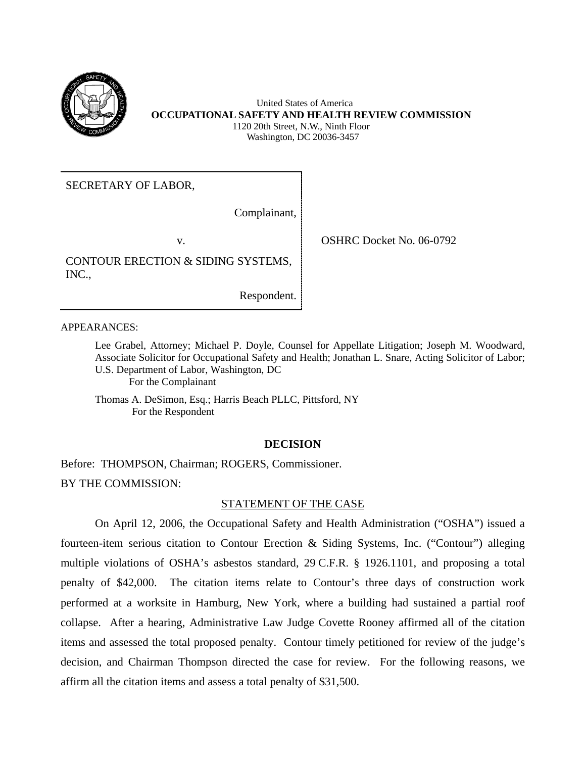United States of America
**OCCUPATIONAL SAFETY AND HEALTH REVIEW COMMISSION**
1120 20th Street, N.W., Ninth Floor
Washington, DC 20036-3457

| | |
|---|---|
| SECRETARY OF LABOR,<br><br>Complainant,<br><br>v.<br><br>CONTOUR ERECTION & SIDING SYSTEMS, INC.,<br><br>Respondent. | OSHRC Docket No. 06-0792 |

APPEARANCES:

Lee Grabel, Attorney; Michael P. Doyle, Counsel for Appellate Litigation; Joseph M. Woodward, Associate Solicitor for Occupational Safety and Health; Jonathan L. Snare, Acting Solicitor of Labor; U.S. Department of Labor, Washington, DC
For the Complainant

Thomas A. DeSimon, Esq.; Harris Beach PLLC, Pittsford, NY
For the Respondent

## DECISION

Before: THOMPSON, Chairman; ROGERS, Commissioner.

BY THE COMMISSION:

### STATEMENT OF THE CASE

On April 12, 2006, the Occupational Safety and Health Administration ("OSHA") issued a fourteen-item serious citation to Contour Erection & Siding Systems, Inc. ("Contour") alleging multiple violations of OSHA's asbestos standard, 29 C.F.R. § 1926.1101, and proposing a total penalty of $42,000. The citation items relate to Contour's three days of construction work performed at a worksite in Hamburg, New York, where a building had sustained a partial roof collapse. After a hearing, Administrative Law Judge Covette Rooney affirmed all of the citation items and assessed the total proposed penalty. Contour timely petitioned for review of the judge's decision, and Chairman Thompson directed the case for review. For the following reasons, we affirm all the citation items and assess a total penalty of $31,500.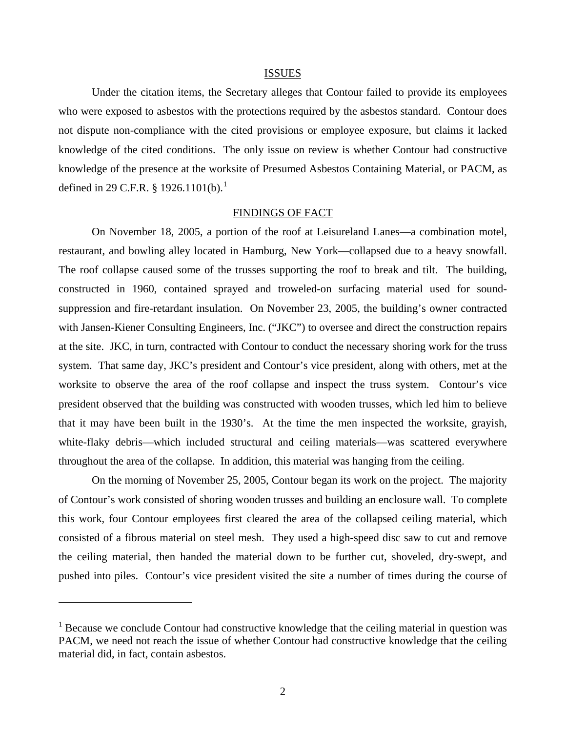## ISSUES

Under the citation items, the Secretary alleges that Contour failed to provide its employees who were exposed to asbestos with the protections required by the asbestos standard. Contour does not dispute non-compliance with the cited provisions or employee exposure, but claims it lacked knowledge of the cited conditions. The only issue on review is whether Contour had constructive knowledge of the presence at the worksite of Presumed Asbestos Containing Material, or PACM, as defined in 29 C.F.R. § 1926.1101(b).[1]

## FINDINGS OF FACT

On November 18, 2005, a portion of the roof at Leisureland Lanes—a combination motel, restaurant, and bowling alley located in Hamburg, New York—collapsed due to a heavy snowfall. The roof collapse caused some of the trusses supporting the roof to break and tilt. The building, constructed in 1960, contained sprayed and troweled-on surfacing material used for sound-suppression and fire-retardant insulation. On November 23, 2005, the building's owner contracted with Jansen-Kiener Consulting Engineers, Inc. ("JKC") to oversee and direct the construction repairs at the site. JKC, in turn, contracted with Contour to conduct the necessary shoring work for the truss system. That same day, JKC's president and Contour's vice president, along with others, met at the worksite to observe the area of the roof collapse and inspect the truss system. Contour's vice president observed that the building was constructed with wooden trusses, which led him to believe that it may have been built in the 1930's. At the time the men inspected the worksite, grayish, white-flaky debris—which included structural and ceiling materials—was scattered everywhere throughout the area of the collapse. In addition, this material was hanging from the ceiling.

On the morning of November 25, 2005, Contour began its work on the project. The majority of Contour's work consisted of shoring wooden trusses and building an enclosure wall. To complete this work, four Contour employees first cleared the area of the collapsed ceiling material, which consisted of a fibrous material on steel mesh. They used a high-speed disc saw to cut and remove the ceiling material, then handed the material down to be further cut, shoveled, dry-swept, and pushed into piles. Contour's vice president visited the site a number of times during the course of

[1] Because we conclude Contour had constructive knowledge that the ceiling material in question was PACM, we need not reach the issue of whether Contour had constructive knowledge that the ceiling material did, in fact, contain asbestos.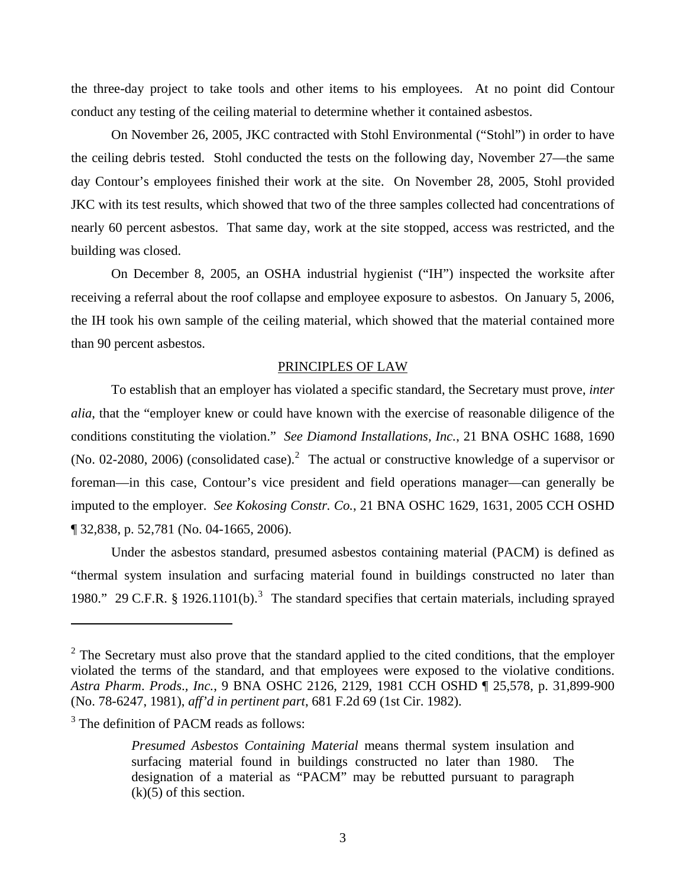the three-day project to take tools and other items to his employees. At no point did Contour conduct any testing of the ceiling material to determine whether it contained asbestos.

On November 26, 2005, JKC contracted with Stohl Environmental ("Stohl") in order to have the ceiling debris tested. Stohl conducted the tests on the following day, November 27—the same day Contour's employees finished their work at the site. On November 28, 2005, Stohl provided JKC with its test results, which showed that two of the three samples collected had concentrations of nearly 60 percent asbestos. That same day, work at the site stopped, access was restricted, and the building was closed.

On December 8, 2005, an OSHA industrial hygienist ("IH") inspected the worksite after receiving a referral about the roof collapse and employee exposure to asbestos. On January 5, 2006, the IH took his own sample of the ceiling material, which showed that the material contained more than 90 percent asbestos.

## PRINCIPLES OF LAW

To establish that an employer has violated a specific standard, the Secretary must prove, *inter alia*, that the "employer knew or could have known with the exercise of reasonable diligence of the conditions constituting the violation." *See Diamond Installations, Inc.*, 21 BNA OSHC 1688, 1690 (No. 02-2080, 2006) (consolidated case).[2] The actual or constructive knowledge of a supervisor or foreman—in this case, Contour's vice president and field operations manager—can generally be imputed to the employer. *See Kokosing Constr. Co.*, 21 BNA OSHC 1629, 1631, 2005 CCH OSHD ¶ 32,838, p. 52,781 (No. 04-1665, 2006).

Under the asbestos standard, presumed asbestos containing material (PACM) is defined as "thermal system insulation and surfacing material found in buildings constructed no later than 1980." 29 C.F.R. § 1926.1101(b).[3] The standard specifies that certain materials, including sprayed

---

[2] The Secretary must also prove that the standard applied to the cited conditions, that the employer violated the terms of the standard, and that employees were exposed to the violative conditions. *Astra Pharm. Prods., Inc.*, 9 BNA OSHC 2126, 2129, 1981 CCH OSHD ¶ 25,578, p. 31,899-900 (No. 78-6247, 1981), *aff'd in pertinent part*, 681 F.2d 69 (1st Cir. 1982).

[3] The definition of PACM reads as follows:

> *Presumed Asbestos Containing Material* means thermal system insulation and surfacing material found in buildings constructed no later than 1980. The designation of a material as "PACM" may be rebutted pursuant to paragraph (k)(5) of this section.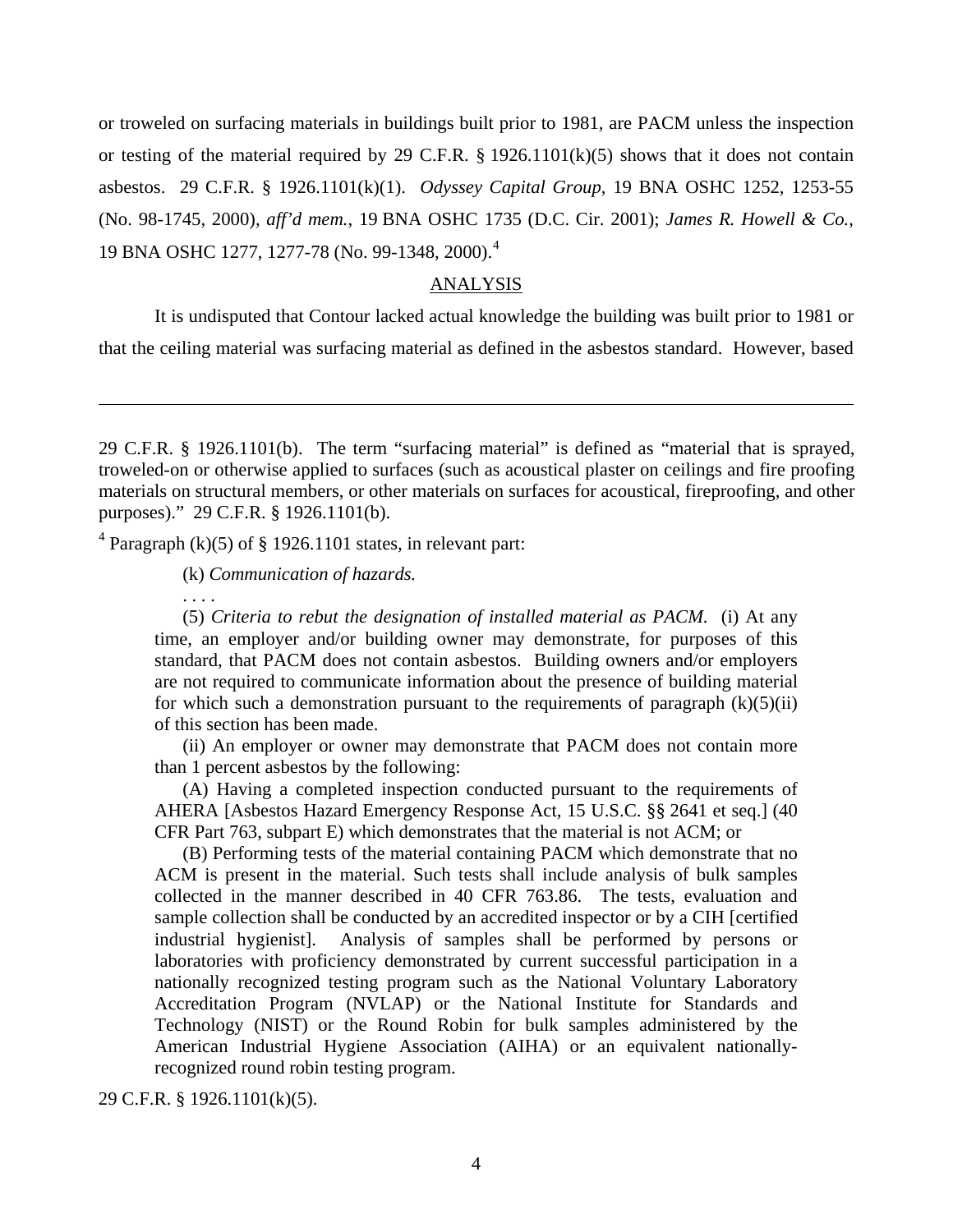or troweled on surfacing materials in buildings built prior to 1981, are PACM unless the inspection or testing of the material required by 29 C.F.R. § 1926.1101(k)(5) shows that it does not contain asbestos. 29 C.F.R. § 1926.1101(k)(1). *Odyssey Capital Group*, 19 BNA OSHC 1252, 1253-55 (No. 98-1745, 2000), *aff'd mem.*, 19 BNA OSHC 1735 (D.C. Cir. 2001); *James R. Howell & Co.*, 19 BNA OSHC 1277, 1277-78 (No. 99-1348, 2000).[4]

## ANALYSIS

It is undisputed that Contour lacked actual knowledge the building was built prior to 1981 or that the ceiling material was surfacing material as defined in the asbestos standard. However, based

---

29 C.F.R. § 1926.1101(b). The term "surfacing material" is defined as "material that is sprayed, troweled-on or otherwise applied to surfaces (such as acoustical plaster on ceilings and fire proofing materials on structural members, or other materials on surfaces for acoustical, fireproofing, and other purposes)." 29 C.F.R. § 1926.1101(b).

[4] Paragraph (k)(5) of § 1926.1101 states, in relevant part:

> (k) *Communication of hazards.*
>
> . . . .
>
> (5) *Criteria to rebut the designation of installed material as PACM.* (i) At any time, an employer and/or building owner may demonstrate, for purposes of this standard, that PACM does not contain asbestos. Building owners and/or employers are not required to communicate information about the presence of building material for which such a demonstration pursuant to the requirements of paragraph (k)(5)(ii) of this section has been made.
>
> (ii) An employer or owner may demonstrate that PACM does not contain more than 1 percent asbestos by the following:
>
> (A) Having a completed inspection conducted pursuant to the requirements of AHERA [Asbestos Hazard Emergency Response Act, 15 U.S.C. §§ 2641 et seq.] (40 CFR Part 763, subpart E) which demonstrates that the material is not ACM; or
>
> (B) Performing tests of the material containing PACM which demonstrate that no ACM is present in the material. Such tests shall include analysis of bulk samples collected in the manner described in 40 CFR 763.86. The tests, evaluation and sample collection shall be conducted by an accredited inspector or by a CIH [certified industrial hygienist]. Analysis of samples shall be performed by persons or laboratories with proficiency demonstrated by current successful participation in a nationally recognized testing program such as the National Voluntary Laboratory Accreditation Program (NVLAP) or the National Institute for Standards and Technology (NIST) or the Round Robin for bulk samples administered by the American Industrial Hygiene Association (AIHA) or an equivalent nationally-recognized round robin testing program.

29 C.F.R. § 1926.1101(k)(5).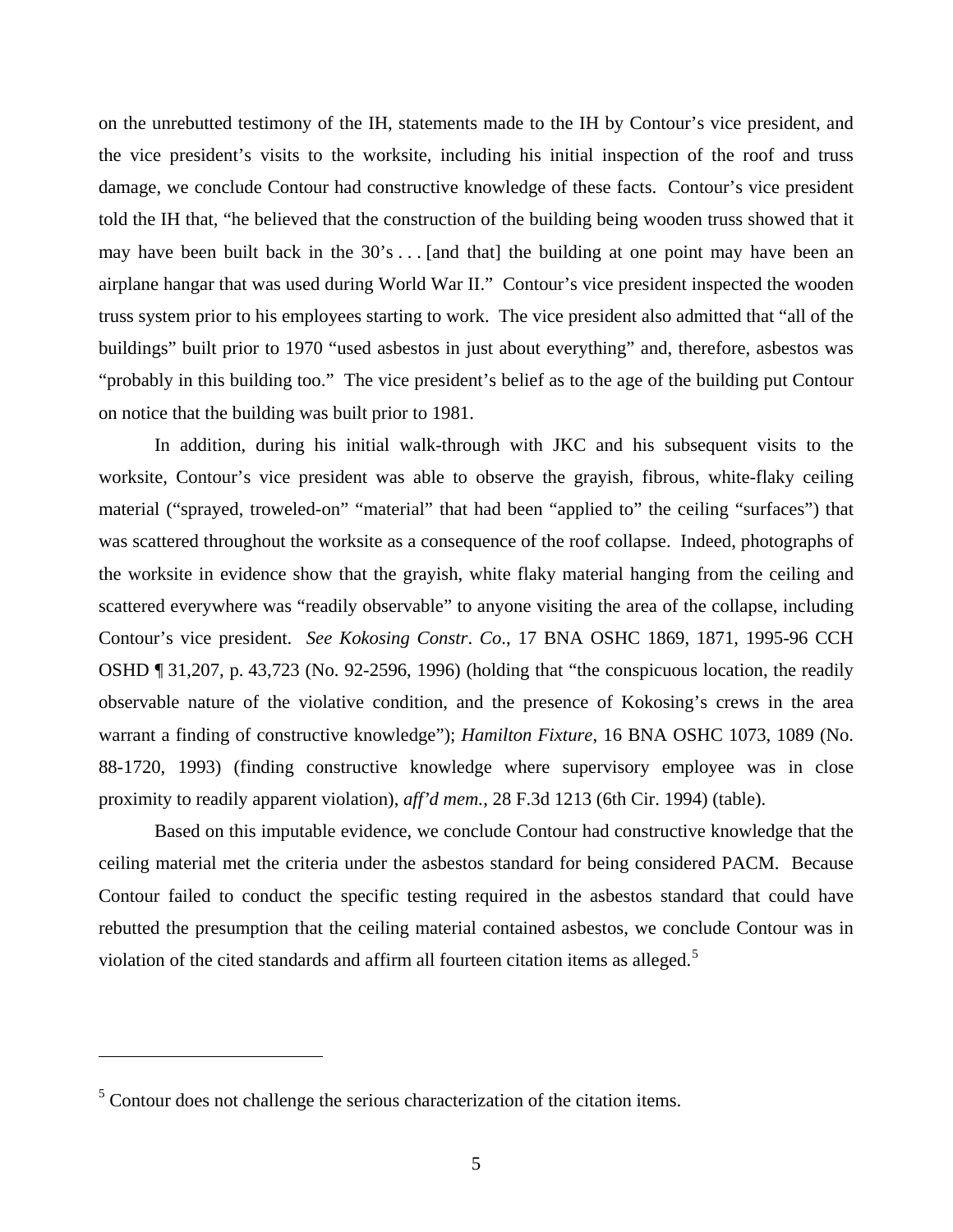on the unrebutted testimony of the IH, statements made to the IH by Contour's vice president, and the vice president's visits to the worksite, including his initial inspection of the roof and truss damage, we conclude Contour had constructive knowledge of these facts. Contour's vice president told the IH that, "he believed that the construction of the building being wooden truss showed that it may have been built back in the 30's . . . [and that] the building at one point may have been an airplane hangar that was used during World War II." Contour's vice president inspected the wooden truss system prior to his employees starting to work. The vice president also admitted that "all of the buildings" built prior to 1970 "used asbestos in just about everything" and, therefore, asbestos was "probably in this building too." The vice president's belief as to the age of the building put Contour on notice that the building was built prior to 1981.

In addition, during his initial walk-through with JKC and his subsequent visits to the worksite, Contour's vice president was able to observe the grayish, fibrous, white-flaky ceiling material ("sprayed, troweled-on" "material" that had been "applied to" the ceiling "surfaces") that was scattered throughout the worksite as a consequence of the roof collapse. Indeed, photographs of the worksite in evidence show that the grayish, white flaky material hanging from the ceiling and scattered everywhere was "readily observable" to anyone visiting the area of the collapse, including Contour's vice president. *See Kokosing Constr. Co.*, 17 BNA OSHC 1869, 1871, 1995-96 CCH OSHD ¶ 31,207, p. 43,723 (No. 92-2596, 1996) (holding that "the conspicuous location, the readily observable nature of the violative condition, and the presence of Kokosing's crews in the area warrant a finding of constructive knowledge"); *Hamilton Fixture*, 16 BNA OSHC 1073, 1089 (No. 88-1720, 1993) (finding constructive knowledge where supervisory employee was in close proximity to readily apparent violation), *aff'd mem.*, 28 F.3d 1213 (6th Cir. 1994) (table).

Based on this imputable evidence, we conclude Contour had constructive knowledge that the ceiling material met the criteria under the asbestos standard for being considered PACM. Because Contour failed to conduct the specific testing required in the asbestos standard that could have rebutted the presumption that the ceiling material contained asbestos, we conclude Contour was in violation of the cited standards and affirm all fourteen citation items as alleged.[5]

---

[5] Contour does not challenge the serious characterization of the citation items.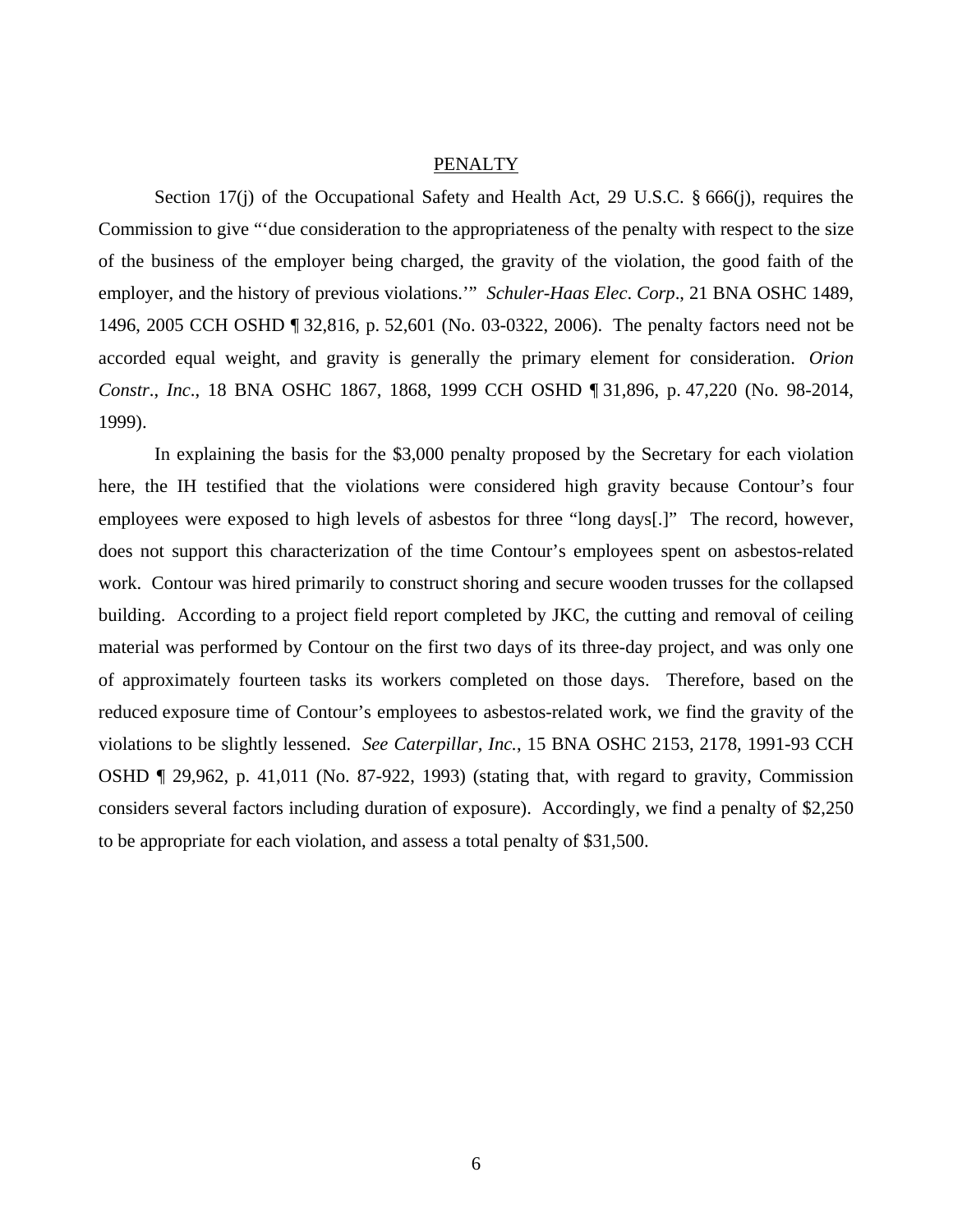## PENALTY

Section 17(j) of the Occupational Safety and Health Act, 29 U.S.C. § 666(j), requires the Commission to give "'due consideration to the appropriateness of the penalty with respect to the size of the business of the employer being charged, the gravity of the violation, the good faith of the employer, and the history of previous violations.'" *Schuler-Haas Elec. Corp.*, 21 BNA OSHC 1489, 1496, 2005 CCH OSHD ¶ 32,816, p. 52,601 (No. 03-0322, 2006). The penalty factors need not be accorded equal weight, and gravity is generally the primary element for consideration. *Orion Constr., Inc.*, 18 BNA OSHC 1867, 1868, 1999 CCH OSHD ¶ 31,896, p. 47,220 (No. 98-2014, 1999).

In explaining the basis for the $3,000 penalty proposed by the Secretary for each violation here, the IH testified that the violations were considered high gravity because Contour's four employees were exposed to high levels of asbestos for three "long days[.]" The record, however, does not support this characterization of the time Contour's employees spent on asbestos-related work. Contour was hired primarily to construct shoring and secure wooden trusses for the collapsed building. According to a project field report completed by JKC, the cutting and removal of ceiling material was performed by Contour on the first two days of its three-day project, and was only one of approximately fourteen tasks its workers completed on those days. Therefore, based on the reduced exposure time of Contour's employees to asbestos-related work, we find the gravity of the violations to be slightly lessened. *See Caterpillar, Inc.*, 15 BNA OSHC 2153, 2178, 1991-93 CCH OSHD ¶ 29,962, p. 41,011 (No. 87-922, 1993) (stating that, with regard to gravity, Commission considers several factors including duration of exposure). Accordingly, we find a penalty of $2,250 to be appropriate for each violation, and assess a total penalty of $31,500.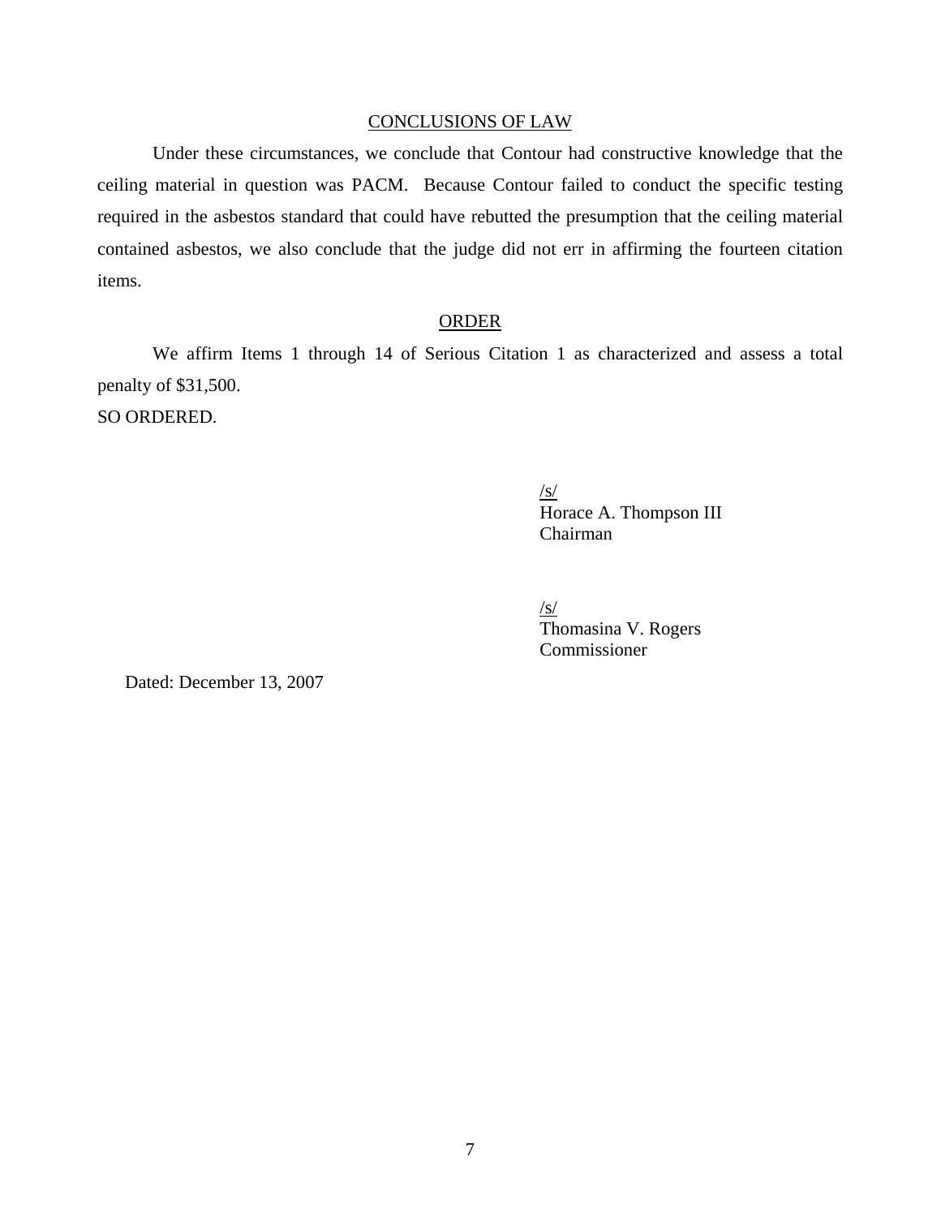## CONCLUSIONS OF LAW

Under these circumstances, we conclude that Contour had constructive knowledge that the ceiling material in question was PACM. Because Contour failed to conduct the specific testing required in the asbestos standard that could have rebutted the presumption that the ceiling material contained asbestos, we also conclude that the judge did not err in affirming the fourteen citation items.

## ORDER

We affirm Items 1 through 14 of Serious Citation 1 as characterized and assess a total penalty of $31,500.

SO ORDERED.

/s/
Horace A. Thompson III
Chairman

/s/
Thomasina V. Rogers
Commissioner

Dated: December 13, 2007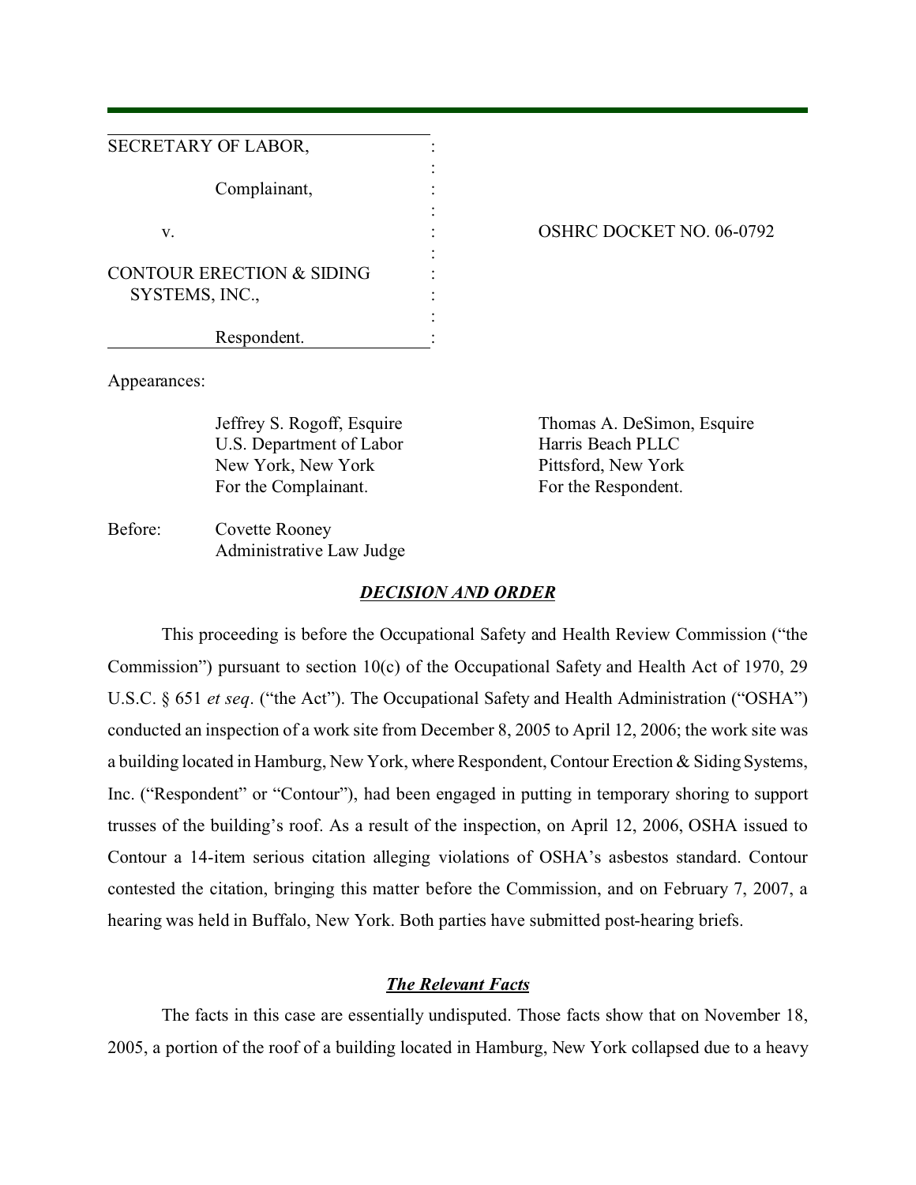| | | |
|---|---|---|
| SECRETARY OF LABOR, | : | |
| Complainant, | : | |
| v. | : | OSHRC DOCKET NO. 06-0792 |
| CONTOUR ERECTION & SIDING SYSTEMS, INC., | : | |
| Respondent. | : | |

Appearances:

Jeffrey S. Rogoff, Esquire
U.S. Department of Labor
New York, New York
For the Complainant.

Thomas A. DeSimon, Esquire
Harris Beach PLLC
Pittsford, New York
For the Respondent.

Before: Covette Rooney
Administrative Law Judge

## ***DECISION AND ORDER***

This proceeding is before the Occupational Safety and Health Review Commission ("the Commission") pursuant to section 10(c) of the Occupational Safety and Health Act of 1970, 29 U.S.C. § 651 *et seq*. ("the Act"). The Occupational Safety and Health Administration ("OSHA") conducted an inspection of a work site from December 8, 2005 to April 12, 2006; the work site was a building located in Hamburg, New York, where Respondent, Contour Erection & Siding Systems, Inc. ("Respondent" or "Contour"), had been engaged in putting in temporary shoring to support trusses of the building's roof. As a result of the inspection, on April 12, 2006, OSHA issued to Contour a 14-item serious citation alleging violations of OSHA's asbestos standard. Contour contested the citation, bringing this matter before the Commission, and on February 7, 2007, a hearing was held in Buffalo, New York. Both parties have submitted post-hearing briefs.

### ***The Relevant Facts***

The facts in this case are essentially undisputed. Those facts show that on November 18, 2005, a portion of the roof of a building located in Hamburg, New York collapsed due to a heavy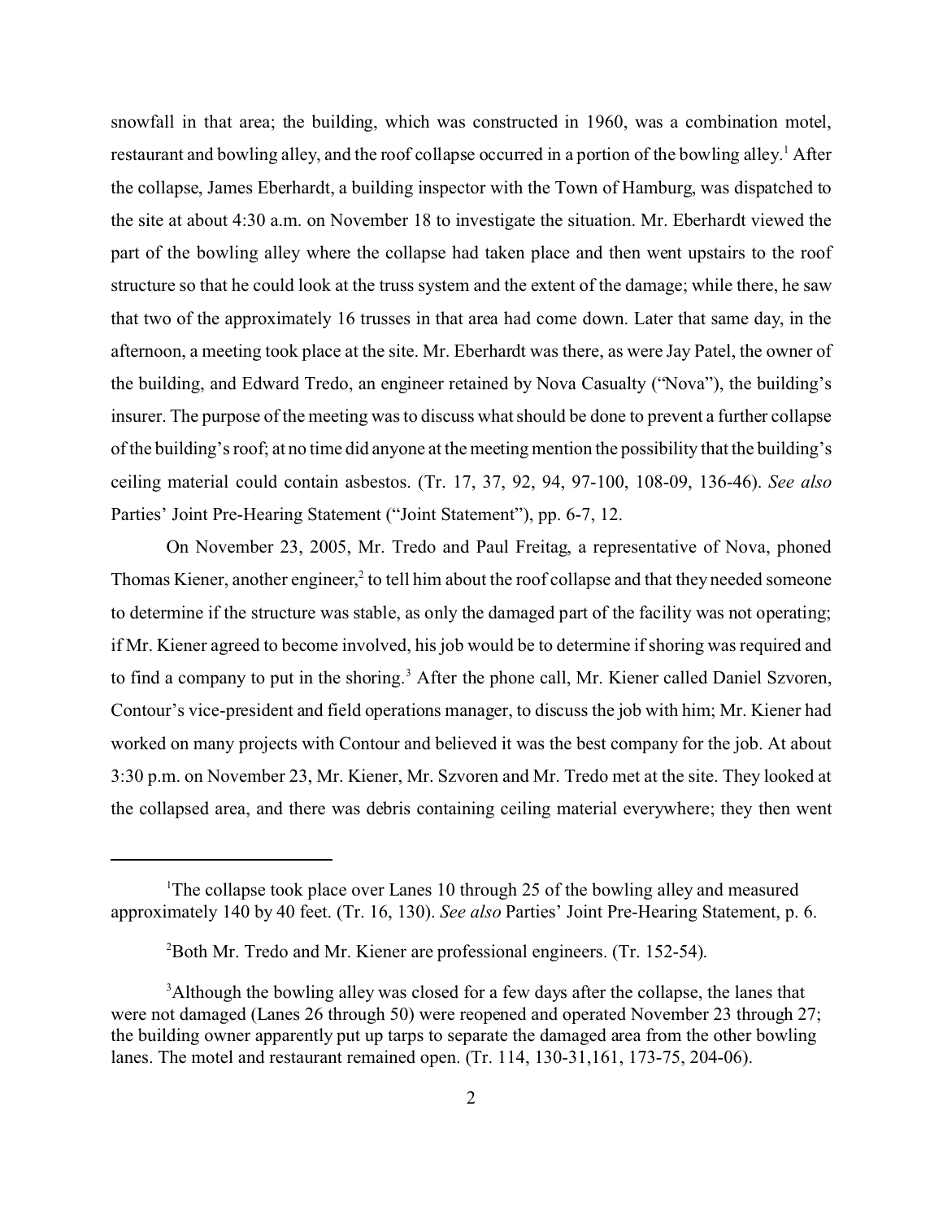snowfall in that area; the building, which was constructed in 1960, was a combination motel, restaurant and bowling alley, and the roof collapse occurred in a portion of the bowling alley.[1] After the collapse, James Eberhardt, a building inspector with the Town of Hamburg, was dispatched to the site at about 4:30 a.m. on November 18 to investigate the situation. Mr. Eberhardt viewed the part of the bowling alley where the collapse had taken place and then went upstairs to the roof structure so that he could look at the truss system and the extent of the damage; while there, he saw that two of the approximately 16 trusses in that area had come down. Later that same day, in the afternoon, a meeting took place at the site. Mr. Eberhardt was there, as were Jay Patel, the owner of the building, and Edward Tredo, an engineer retained by Nova Casualty ("Nova"), the building's insurer. The purpose of the meeting was to discuss what should be done to prevent a further collapse of the building's roof; at no time did anyone at the meeting mention the possibility that the building's ceiling material could contain asbestos. (Tr. 17, 37, 92, 94, 97-100, 108-09, 136-46). *See also* Parties' Joint Pre-Hearing Statement ("Joint Statement"), pp. 6-7, 12.

On November 23, 2005, Mr. Tredo and Paul Freitag, a representative of Nova, phoned Thomas Kiener, another engineer,[2] to tell him about the roof collapse and that they needed someone to determine if the structure was stable, as only the damaged part of the facility was not operating; if Mr. Kiener agreed to become involved, his job would be to determine if shoring was required and to find a company to put in the shoring.[3] After the phone call, Mr. Kiener called Daniel Szvoren, Contour's vice-president and field operations manager, to discuss the job with him; Mr. Kiener had worked on many projects with Contour and believed it was the best company for the job. At about 3:30 p.m. on November 23, Mr. Kiener, Mr. Szvoren and Mr. Tredo met at the site. They looked at the collapsed area, and there was debris containing ceiling material everywhere; they then went

---

[1]The collapse took place over Lanes 10 through 25 of the bowling alley and measured approximately 140 by 40 feet. (Tr. 16, 130). *See also* Parties' Joint Pre-Hearing Statement, p. 6.

[2]Both Mr. Tredo and Mr. Kiener are professional engineers. (Tr. 152-54).

[3]Although the bowling alley was closed for a few days after the collapse, the lanes that were not damaged (Lanes 26 through 50) were reopened and operated November 23 through 27; the building owner apparently put up tarps to separate the damaged area from the other bowling lanes. The motel and restaurant remained open. (Tr. 114, 130-31,161, 173-75, 204-06).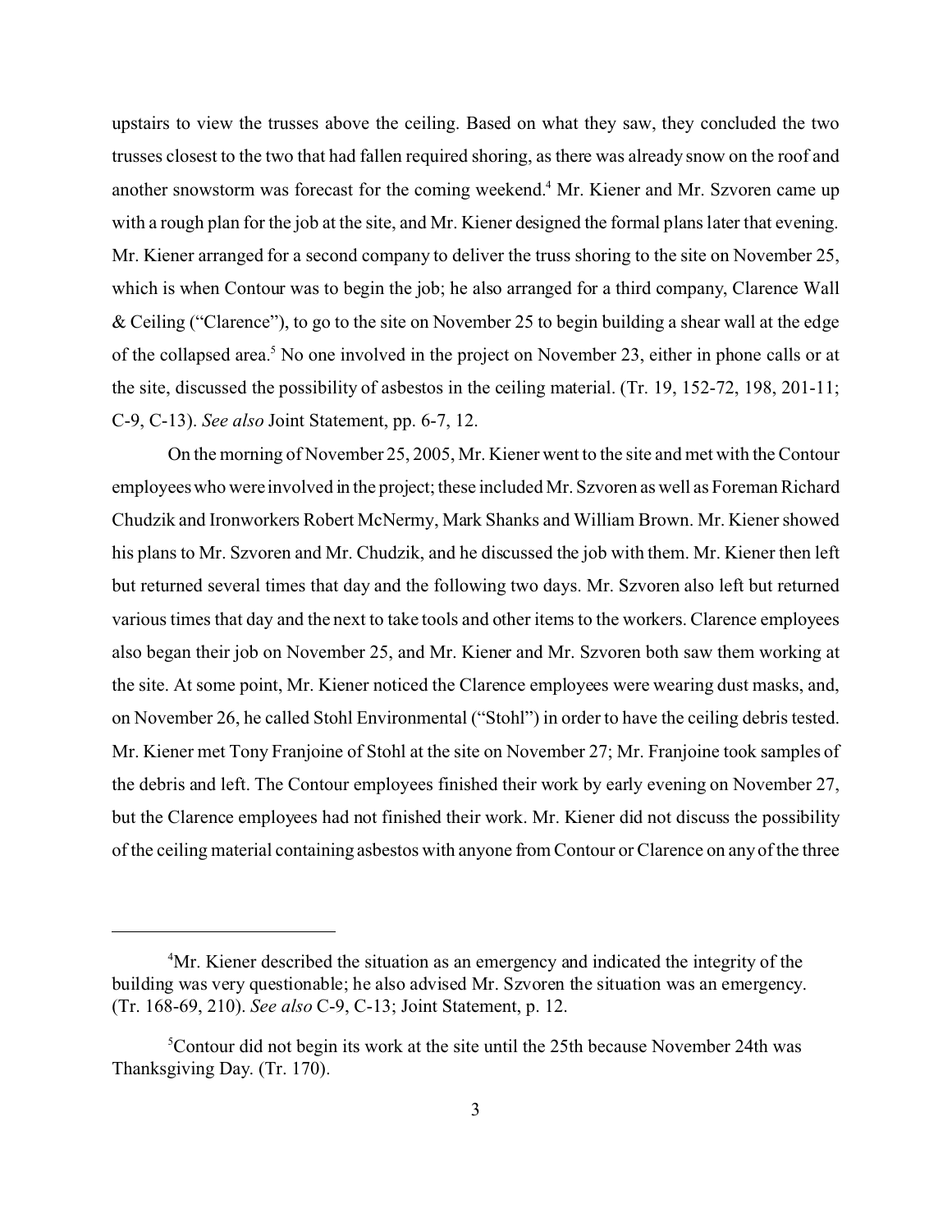upstairs to view the trusses above the ceiling. Based on what they saw, they concluded the two trusses closest to the two that had fallen required shoring, as there was already snow on the roof and another snowstorm was forecast for the coming weekend.[4] Mr. Kiener and Mr. Szvoren came up with a rough plan for the job at the site, and Mr. Kiener designed the formal plans later that evening. Mr. Kiener arranged for a second company to deliver the truss shoring to the site on November 25, which is when Contour was to begin the job; he also arranged for a third company, Clarence Wall & Ceiling ("Clarence"), to go to the site on November 25 to begin building a shear wall at the edge of the collapsed area.[5] No one involved in the project on November 23, either in phone calls or at the site, discussed the possibility of asbestos in the ceiling material. (Tr. 19, 152-72, 198, 201-11; C-9, C-13). *See also* Joint Statement, pp. 6-7, 12.

On the morning of November 25, 2005, Mr. Kiener went to the site and met with the Contour employees who were involved in the project; these included Mr. Szvoren as well as Foreman Richard Chudzik and Ironworkers Robert McNermy, Mark Shanks and William Brown. Mr. Kiener showed his plans to Mr. Szvoren and Mr. Chudzik, and he discussed the job with them. Mr. Kiener then left but returned several times that day and the following two days. Mr. Szvoren also left but returned various times that day and the next to take tools and other items to the workers. Clarence employees also began their job on November 25, and Mr. Kiener and Mr. Szvoren both saw them working at the site. At some point, Mr. Kiener noticed the Clarence employees were wearing dust masks, and, on November 26, he called Stohl Environmental ("Stohl") in order to have the ceiling debris tested. Mr. Kiener met Tony Franjoine of Stohl at the site on November 27; Mr. Franjoine took samples of the debris and left. The Contour employees finished their work by early evening on November 27, but the Clarence employees had not finished their work. Mr. Kiener did not discuss the possibility of the ceiling material containing asbestos with anyone from Contour or Clarence on any of the three

---

[4]Mr. Kiener described the situation as an emergency and indicated the integrity of the building was very questionable; he also advised Mr. Szvoren the situation was an emergency. (Tr. 168-69, 210). *See also* C-9, C-13; Joint Statement, p. 12.

[5]Contour did not begin its work at the site until the 25th because November 24th was Thanksgiving Day. (Tr. 170).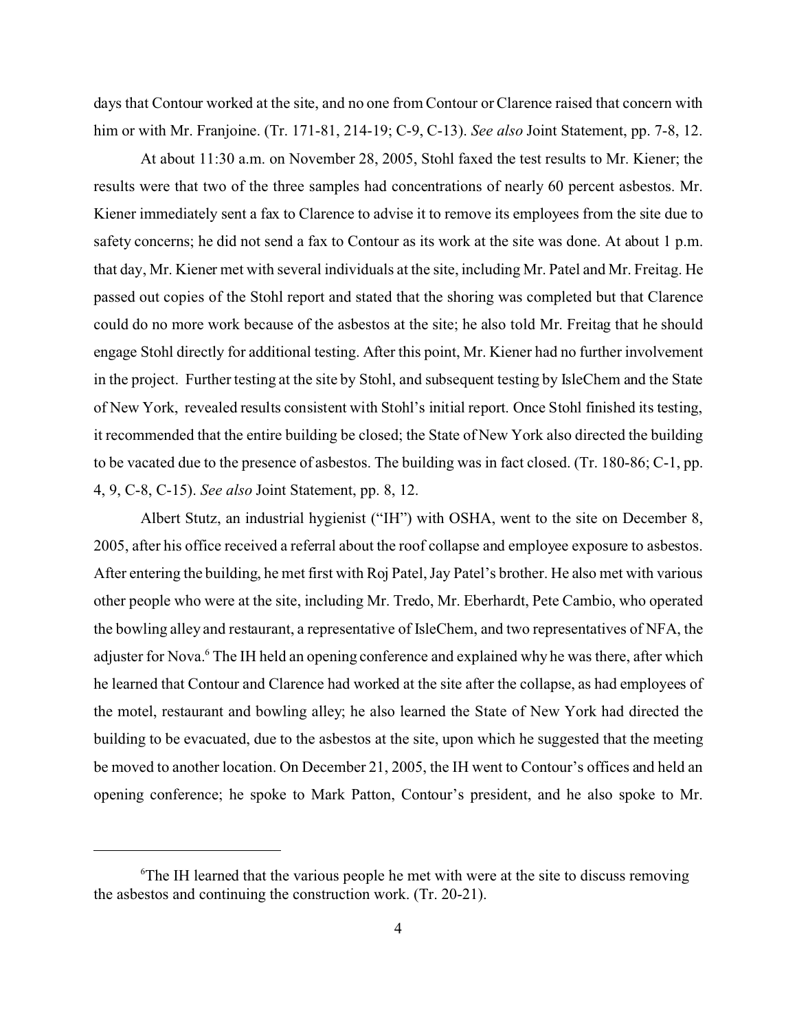days that Contour worked at the site, and no one from Contour or Clarence raised that concern with him or with Mr. Franjoine. (Tr. 171-81, 214-19; C-9, C-13). *See also* Joint Statement, pp. 7-8, 12.

At about 11:30 a.m. on November 28, 2005, Stohl faxed the test results to Mr. Kiener; the results were that two of the three samples had concentrations of nearly 60 percent asbestos. Mr. Kiener immediately sent a fax to Clarence to advise it to remove its employees from the site due to safety concerns; he did not send a fax to Contour as its work at the site was done. At about 1 p.m. that day, Mr. Kiener met with several individuals at the site, including Mr. Patel and Mr. Freitag. He passed out copies of the Stohl report and stated that the shoring was completed but that Clarence could do no more work because of the asbestos at the site; he also told Mr. Freitag that he should engage Stohl directly for additional testing. After this point, Mr. Kiener had no further involvement in the project. Further testing at the site by Stohl, and subsequent testing by IsleChem and the State of New York, revealed results consistent with Stohl's initial report. Once Stohl finished its testing, it recommended that the entire building be closed; the State of New York also directed the building to be vacated due to the presence of asbestos. The building was in fact closed. (Tr. 180-86; C-1, pp. 4, 9, C-8, C-15). *See also* Joint Statement, pp. 8, 12.

Albert Stutz, an industrial hygienist ("IH") with OSHA, went to the site on December 8, 2005, after his office received a referral about the roof collapse and employee exposure to asbestos. After entering the building, he met first with Roj Patel, Jay Patel's brother. He also met with various other people who were at the site, including Mr. Tredo, Mr. Eberhardt, Pete Cambio, who operated the bowling alley and restaurant, a representative of IsleChem, and two representatives of NFA, the adjuster for Nova.[6] The IH held an opening conference and explained why he was there, after which he learned that Contour and Clarence had worked at the site after the collapse, as had employees of the motel, restaurant and bowling alley; he also learned the State of New York had directed the building to be evacuated, due to the asbestos at the site, upon which he suggested that the meeting be moved to another location. On December 21, 2005, the IH went to Contour's offices and held an opening conference; he spoke to Mark Patton, Contour's president, and he also spoke to Mr.

[6] The IH learned that the various people he met with were at the site to discuss removing the asbestos and continuing the construction work. (Tr. 20-21).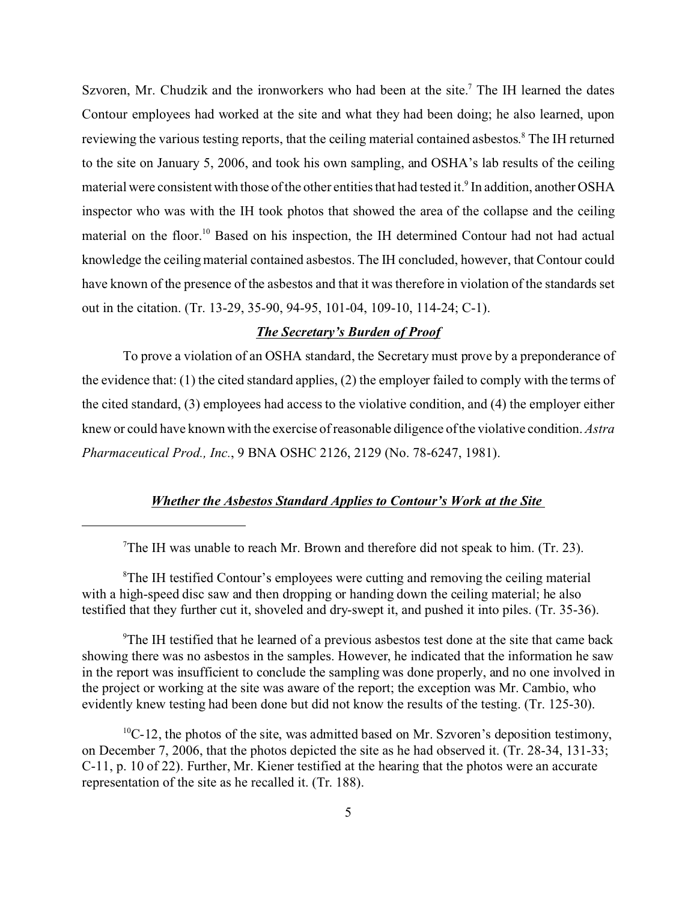Szvoren, Mr. Chudzik and the ironworkers who had been at the site.[7] The IH learned the dates Contour employees had worked at the site and what they had been doing; he also learned, upon reviewing the various testing reports, that the ceiling material contained asbestos.[8] The IH returned to the site on January 5, 2006, and took his own sampling, and OSHA's lab results of the ceiling material were consistent with those of the other entities that had tested it.[9] In addition, another OSHA inspector who was with the IH took photos that showed the area of the collapse and the ceiling material on the floor.[10] Based on his inspection, the IH determined Contour had not had actual knowledge the ceiling material contained asbestos. The IH concluded, however, that Contour could have known of the presence of the asbestos and that it was therefore in violation of the standards set out in the citation. (Tr. 13-29, 35-90, 94-95, 101-04, 109-10, 114-24; C-1).

***The Secretary's Burden of Proof***

To prove a violation of an OSHA standard, the Secretary must prove by a preponderance of the evidence that: (1) the cited standard applies, (2) the employer failed to comply with the terms of the cited standard, (3) employees had access to the violative condition, and (4) the employer either knew or could have known with the exercise of reasonable diligence of the violative condition. *Astra Pharmaceutical Prod., Inc.*, 9 BNA OSHC 2126, 2129 (No. 78-6247, 1981).

***Whether the Asbestos Standard Applies to Contour's Work at the Site***

---

[7]The IH was unable to reach Mr. Brown and therefore did not speak to him. (Tr. 23).

[8]The IH testified Contour's employees were cutting and removing the ceiling material with a high-speed disc saw and then dropping or handing down the ceiling material; he also testified that they further cut it, shoveled and dry-swept it, and pushed it into piles. (Tr. 35-36).

[9]The IH testified that he learned of a previous asbestos test done at the site that came back showing there was no asbestos in the samples. However, he indicated that the information he saw in the report was insufficient to conclude the sampling was done properly, and no one involved in the project or working at the site was aware of the report; the exception was Mr. Cambio, who evidently knew testing had been done but did not know the results of the testing. (Tr. 125-30).

[10]C-12, the photos of the site, was admitted based on Mr. Szvoren's deposition testimony, on December 7, 2006, that the photos depicted the site as he had observed it. (Tr. 28-34, 131-33; C-11, p. 10 of 22). Further, Mr. Kiener testified at the hearing that the photos were an accurate representation of the site as he recalled it. (Tr. 188).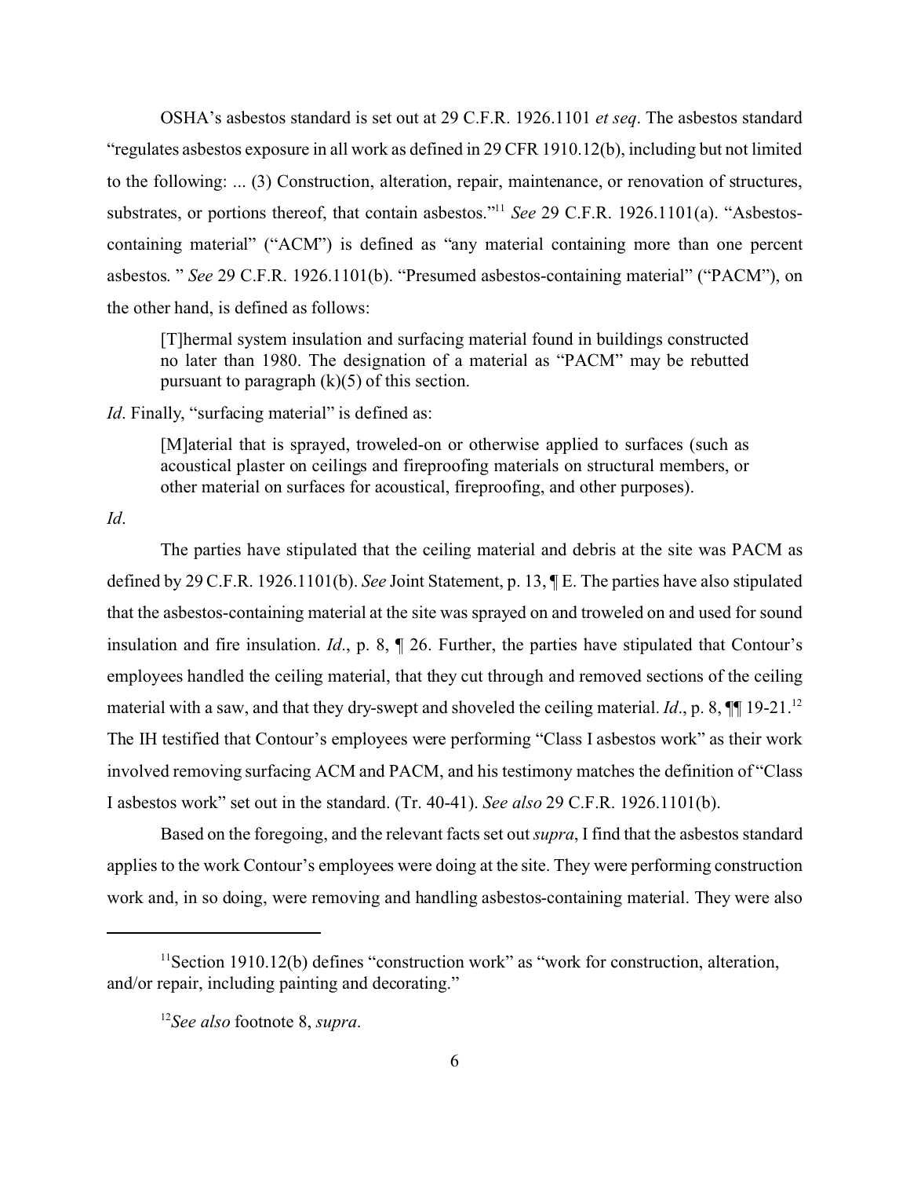OSHA's asbestos standard is set out at 29 C.F.R. 1926.1101 *et seq*. The asbestos standard "regulates asbestos exposure in all work as defined in 29 CFR 1910.12(b), including but not limited to the following: ... (3) Construction, alteration, repair, maintenance, or renovation of structures, substrates, or portions thereof, that contain asbestos."[11] *See* 29 C.F.R. 1926.1101(a). "Asbestos-containing material" ("ACM") is defined as "any material containing more than one percent asbestos. " *See* 29 C.F.R. 1926.1101(b). "Presumed asbestos-containing material" ("PACM"), on the other hand, is defined as follows:

> [T]hermal system insulation and surfacing material found in buildings constructed no later than 1980. The designation of a material as "PACM" may be rebutted pursuant to paragraph (k)(5) of this section.

*Id*. Finally, "surfacing material" is defined as:

> [M]aterial that is sprayed, troweled-on or otherwise applied to surfaces (such as acoustical plaster on ceilings and fireproofing materials on structural members, or other material on surfaces for acoustical, fireproofing, and other purposes).

*Id*.

The parties have stipulated that the ceiling material and debris at the site was PACM as defined by 29 C.F.R. 1926.1101(b). *See* Joint Statement, p. 13, ¶ E. The parties have also stipulated that the asbestos-containing material at the site was sprayed on and troweled on and used for sound insulation and fire insulation. *Id*., p. 8, ¶ 26. Further, the parties have stipulated that Contour's employees handled the ceiling material, that they cut through and removed sections of the ceiling material with a saw, and that they dry-swept and shoveled the ceiling material. *Id*., p. 8, ¶¶ 19-21.[12] The IH testified that Contour's employees were performing "Class I asbestos work" as their work involved removing surfacing ACM and PACM, and his testimony matches the definition of "Class I asbestos work" set out in the standard. (Tr. 40-41). *See also* 29 C.F.R. 1926.1101(b).

Based on the foregoing, and the relevant facts set out *supra*, I find that the asbestos standard applies to the work Contour's employees were doing at the site. They were performing construction work and, in so doing, were removing and handling asbestos-containing material. They were also

---

[11] Section 1910.12(b) defines "construction work" as "work for construction, alteration, and/or repair, including painting and decorating."

[12] *See also* footnote 8, *supra*.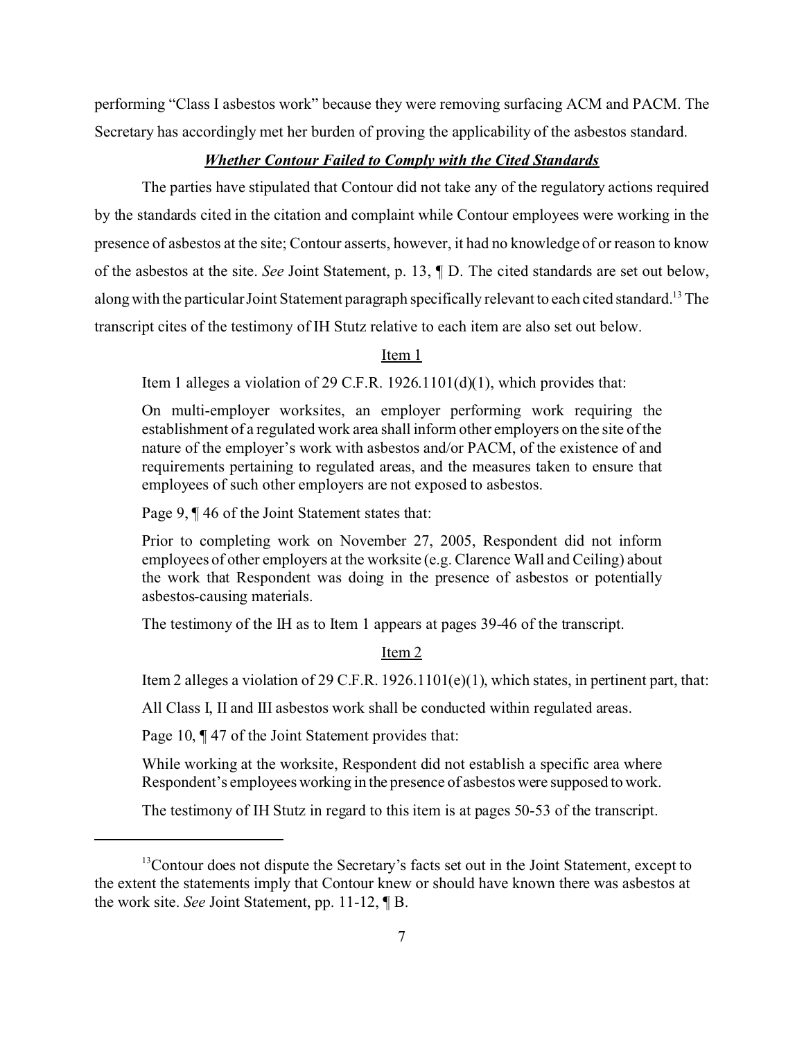performing "Class I asbestos work" because they were removing surfacing ACM and PACM. The Secretary has accordingly met her burden of proving the applicability of the asbestos standard.

***Whether Contour Failed to Comply with the Cited Standards***

The parties have stipulated that Contour did not take any of the regulatory actions required by the standards cited in the citation and complaint while Contour employees were working in the presence of asbestos at the site; Contour asserts, however, it had no knowledge of or reason to know of the asbestos at the site. *See* Joint Statement, p. 13, ¶ D. The cited standards are set out below, along with the particular Joint Statement paragraph specifically relevant to each cited standard.[13] The transcript cites of the testimony of IH Stutz relative to each item are also set out below.

Item 1

Item 1 alleges a violation of 29 C.F.R. 1926.1101(d)(1), which provides that:

> On multi-employer worksites, an employer performing work requiring the establishment of a regulated work area shall inform other employers on the site of the nature of the employer's work with asbestos and/or PACM, of the existence of and requirements pertaining to regulated areas, and the measures taken to ensure that employees of such other employers are not exposed to asbestos.

Page 9, ¶ 46 of the Joint Statement states that:

> Prior to completing work on November 27, 2005, Respondent did not inform employees of other employers at the worksite (e.g. Clarence Wall and Ceiling) about the work that Respondent was doing in the presence of asbestos or potentially asbestos-causing materials.

The testimony of the IH as to Item 1 appears at pages 39-46 of the transcript.

Item 2

Item 2 alleges a violation of 29 C.F.R. 1926.1101(e)(1), which states, in pertinent part, that:

> All Class I, II and III asbestos work shall be conducted within regulated areas.

Page 10, ¶ 47 of the Joint Statement provides that:

> While working at the worksite, Respondent did not establish a specific area where Respondent's employees working in the presence of asbestos were supposed to work.

The testimony of IH Stutz in regard to this item is at pages 50-53 of the transcript.

---

[13]Contour does not dispute the Secretary's facts set out in the Joint Statement, except to the extent the statements imply that Contour knew or should have known there was asbestos at the work site. *See* Joint Statement, pp. 11-12, ¶ B.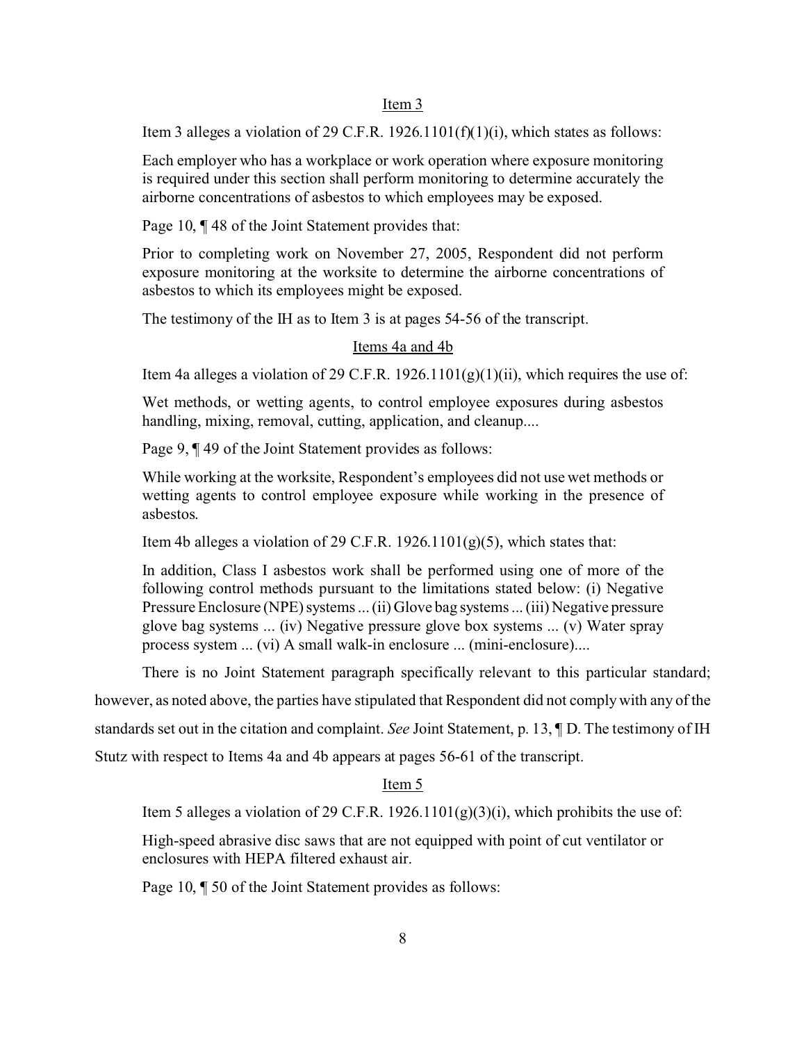Item 3

Item 3 alleges a violation of 29 C.F.R. 1926.1101(f)(1)(i), which states as follows:

> Each employer who has a workplace or work operation where exposure monitoring is required under this section shall perform monitoring to determine accurately the airborne concentrations of asbestos to which employees may be exposed.

Page 10, ¶ 48 of the Joint Statement provides that:

> Prior to completing work on November 27, 2005, Respondent did not perform exposure monitoring at the worksite to determine the airborne concentrations of asbestos to which its employees might be exposed.

The testimony of the IH as to Item 3 is at pages 54-56 of the transcript.

Items 4a and 4b

Item 4a alleges a violation of 29 C.F.R. 1926.1101(g)(1)(ii), which requires the use of:

> Wet methods, or wetting agents, to control employee exposures during asbestos handling, mixing, removal, cutting, application, and cleanup....

Page 9, ¶ 49 of the Joint Statement provides as follows:

> While working at the worksite, Respondent's employees did not use wet methods or wetting agents to control employee exposure while working in the presence of asbestos.

Item 4b alleges a violation of 29 C.F.R. 1926.1101(g)(5), which states that:

> In addition, Class I asbestos work shall be performed using one of more of the following control methods pursuant to the limitations stated below: (i) Negative Pressure Enclosure (NPE) systems ... (ii) Glove bag systems ... (iii) Negative pressure glove bag systems ... (iv) Negative pressure glove box systems ... (v) Water spray process system ... (vi) A small walk-in enclosure ... (mini-enclosure)....

There is no Joint Statement paragraph specifically relevant to this particular standard; however, as noted above, the parties have stipulated that Respondent did not comply with any of the standards set out in the citation and complaint. *See* Joint Statement, p. 13, ¶ D. The testimony of IH Stutz with respect to Items 4a and 4b appears at pages 56-61 of the transcript.

Item 5

Item 5 alleges a violation of 29 C.F.R. 1926.1101(g)(3)(i), which prohibits the use of:

> High-speed abrasive disc saws that are not equipped with point of cut ventilator or enclosures with HEPA filtered exhaust air.

Page 10, ¶ 50 of the Joint Statement provides as follows: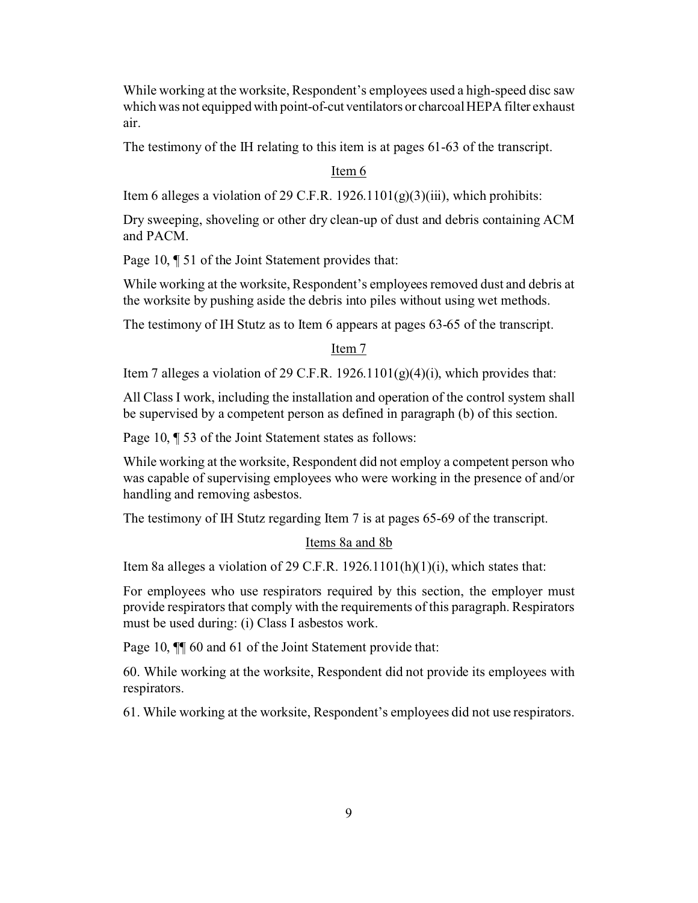While working at the worksite, Respondent's employees used a high-speed disc saw which was not equipped with point-of-cut ventilators or charcoal HEPA filter exhaust air.

The testimony of the IH relating to this item is at pages 61-63 of the transcript.

Item 6

Item 6 alleges a violation of 29 C.F.R. 1926.1101(g)(3)(iii), which prohibits:

Dry sweeping, shoveling or other dry clean-up of dust and debris containing ACM and PACM.

Page 10, ¶ 51 of the Joint Statement provides that:

While working at the worksite, Respondent's employees removed dust and debris at the worksite by pushing aside the debris into piles without using wet methods.

The testimony of IH Stutz as to Item 6 appears at pages 63-65 of the transcript.

Item 7

Item 7 alleges a violation of 29 C.F.R. 1926.1101(g)(4)(i), which provides that:

All Class I work, including the installation and operation of the control system shall be supervised by a competent person as defined in paragraph (b) of this section.

Page 10, ¶ 53 of the Joint Statement states as follows:

While working at the worksite, Respondent did not employ a competent person who was capable of supervising employees who were working in the presence of and/or handling and removing asbestos.

The testimony of IH Stutz regarding Item 7 is at pages 65-69 of the transcript.

Items 8a and 8b

Item 8a alleges a violation of 29 C.F.R. 1926.1101(h)(1)(i), which states that:

For employees who use respirators required by this section, the employer must provide respirators that comply with the requirements of this paragraph. Respirators must be used during: (i) Class I asbestos work.

Page 10, ¶¶ 60 and 61 of the Joint Statement provide that:

60. While working at the worksite, Respondent did not provide its employees with respirators.

61. While working at the worksite, Respondent's employees did not use respirators.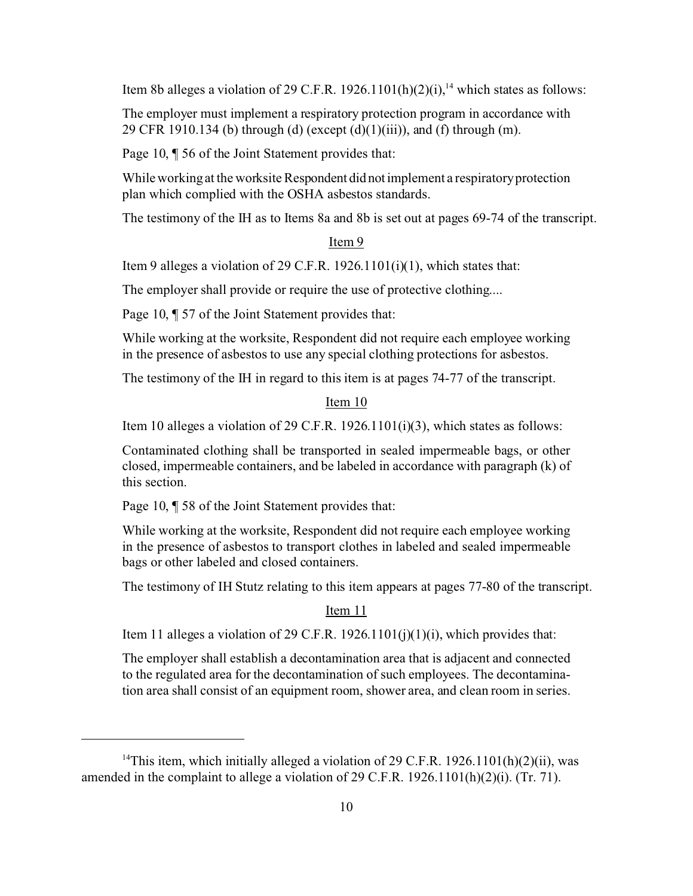Item 8b alleges a violation of 29 C.F.R. 1926.1101(h)(2)(i),[14] which states as follows:

The employer must implement a respiratory protection program in accordance with 29 CFR 1910.134 (b) through (d) (except (d)(1)(iii)), and (f) through (m).

Page 10, ¶ 56 of the Joint Statement provides that:

While working at the worksite Respondent did not implement a respiratory protection plan which complied with the OSHA asbestos standards.

The testimony of the IH as to Items 8a and 8b is set out at pages 69-74 of the transcript.

Item 9

Item 9 alleges a violation of 29 C.F.R. 1926.1101(i)(1), which states that:

The employer shall provide or require the use of protective clothing....

Page 10, ¶ 57 of the Joint Statement provides that:

While working at the worksite, Respondent did not require each employee working in the presence of asbestos to use any special clothing protections for asbestos.

The testimony of the IH in regard to this item is at pages 74-77 of the transcript.

Item 10

Item 10 alleges a violation of 29 C.F.R. 1926.1101(i)(3), which states as follows:

Contaminated clothing shall be transported in sealed impermeable bags, or other closed, impermeable containers, and be labeled in accordance with paragraph (k) of this section.

Page 10, ¶ 58 of the Joint Statement provides that:

While working at the worksite, Respondent did not require each employee working in the presence of asbestos to transport clothes in labeled and sealed impermeable bags or other labeled and closed containers.

The testimony of IH Stutz relating to this item appears at pages 77-80 of the transcript.

Item 11

Item 11 alleges a violation of 29 C.F.R. 1926.1101(j)(1)(i), which provides that:

The employer shall establish a decontamination area that is adjacent and connected to the regulated area for the decontamination of such employees. The decontamination area shall consist of an equipment room, shower area, and clean room in series.

---

[14] This item, which initially alleged a violation of 29 C.F.R. 1926.1101(h)(2)(ii), was amended in the complaint to allege a violation of 29 C.F.R. 1926.1101(h)(2)(i). (Tr. 71).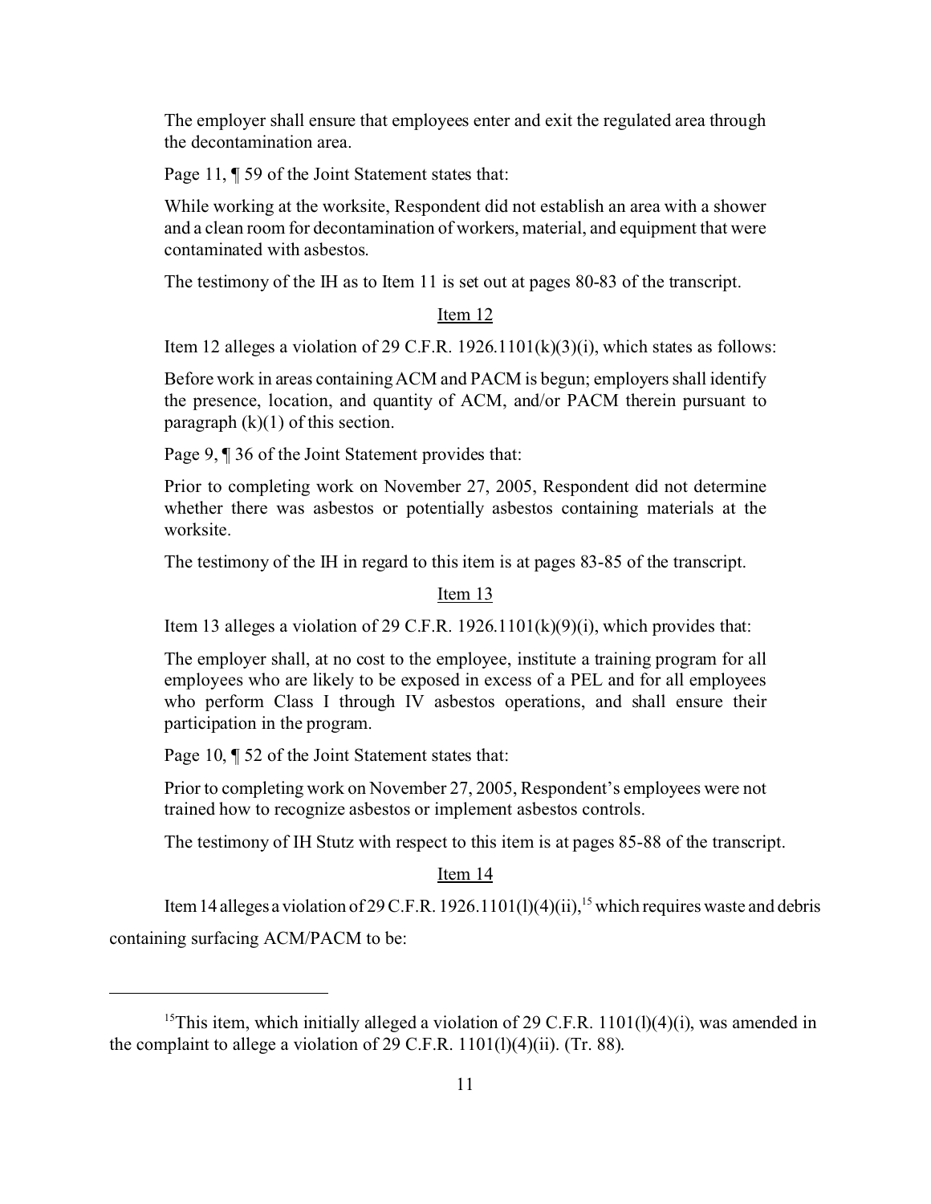> The employer shall ensure that employees enter and exit the regulated area through the decontamination area.

Page 11, ¶ 59 of the Joint Statement states that:

> While working at the worksite, Respondent did not establish an area with a shower and a clean room for decontamination of workers, material, and equipment that were contaminated with asbestos.

The testimony of the IH as to Item 11 is set out at pages 80-83 of the transcript.

Item 12

Item 12 alleges a violation of 29 C.F.R. 1926.1101(k)(3)(i), which states as follows:

> Before work in areas containing ACM and PACM is begun; employers shall identify the presence, location, and quantity of ACM, and/or PACM therein pursuant to paragraph (k)(1) of this section.

Page 9, ¶ 36 of the Joint Statement provides that:

> Prior to completing work on November 27, 2005, Respondent did not determine whether there was asbestos or potentially asbestos containing materials at the worksite.

The testimony of the IH in regard to this item is at pages 83-85 of the transcript.

Item 13

Item 13 alleges a violation of 29 C.F.R. 1926.1101(k)(9)(i), which provides that:

> The employer shall, at no cost to the employee, institute a training program for all employees who are likely to be exposed in excess of a PEL and for all employees who perform Class I through IV asbestos operations, and shall ensure their participation in the program.

Page 10, ¶ 52 of the Joint Statement states that:

> Prior to completing work on November 27, 2005, Respondent's employees were not trained how to recognize asbestos or implement asbestos controls.

The testimony of IH Stutz with respect to this item is at pages 85-88 of the transcript.

Item 14

Item 14 alleges a violation of 29 C.F.R. 1926.1101(l)(4)(ii),[15] which requires waste and debris containing surfacing ACM/PACM to be:

---

[15] This item, which initially alleged a violation of 29 C.F.R. 1101(l)(4)(i), was amended in the complaint to allege a violation of 29 C.F.R. 1101(l)(4)(ii). (Tr. 88).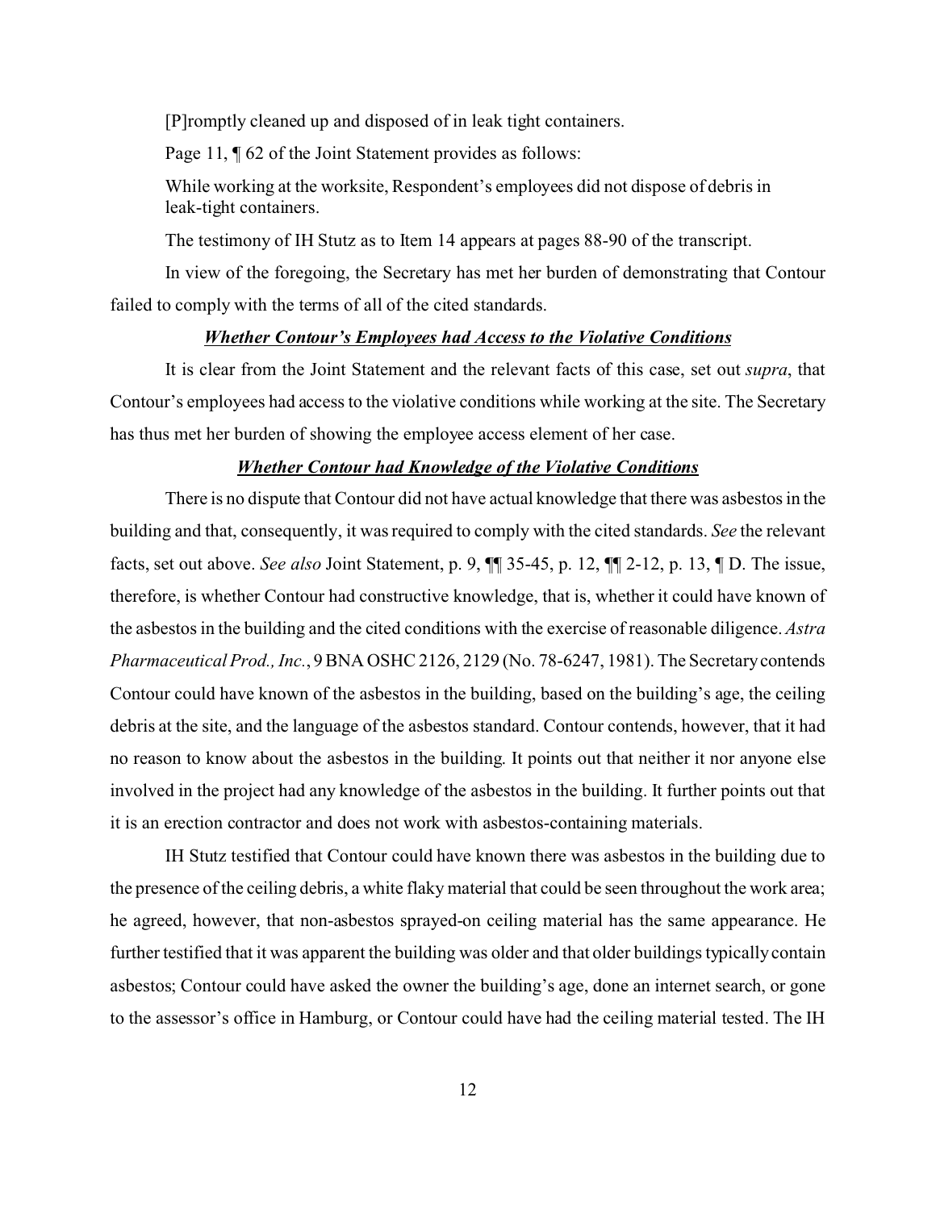[P]romptly cleaned up and disposed of in leak tight containers.

Page 11, ¶ 62 of the Joint Statement provides as follows:

While working at the worksite, Respondent's employees did not dispose of debris in leak-tight containers.

The testimony of IH Stutz as to Item 14 appears at pages 88-90 of the transcript.

In view of the foregoing, the Secretary has met her burden of demonstrating that Contour failed to comply with the terms of all of the cited standards.

***Whether Contour's Employees had Access to the Violative Conditions***

It is clear from the Joint Statement and the relevant facts of this case, set out *supra*, that Contour's employees had access to the violative conditions while working at the site. The Secretary has thus met her burden of showing the employee access element of her case.

***Whether Contour had Knowledge of the Violative Conditions***

There is no dispute that Contour did not have actual knowledge that there was asbestos in the building and that, consequently, it was required to comply with the cited standards. *See* the relevant facts, set out above. *See also* Joint Statement, p. 9, ¶¶ 35-45, p. 12, ¶¶ 2-12, p. 13, ¶ D. The issue, therefore, is whether Contour had constructive knowledge, that is, whether it could have known of the asbestos in the building and the cited conditions with the exercise of reasonable diligence. *Astra Pharmaceutical Prod., Inc.*, 9 BNA OSHC 2126, 2129 (No. 78-6247, 1981). The Secretary contends Contour could have known of the asbestos in the building, based on the building's age, the ceiling debris at the site, and the language of the asbestos standard. Contour contends, however, that it had no reason to know about the asbestos in the building. It points out that neither it nor anyone else involved in the project had any knowledge of the asbestos in the building. It further points out that it is an erection contractor and does not work with asbestos-containing materials.

IH Stutz testified that Contour could have known there was asbestos in the building due to the presence of the ceiling debris, a white flaky material that could be seen throughout the work area; he agreed, however, that non-asbestos sprayed-on ceiling material has the same appearance. He further testified that it was apparent the building was older and that older buildings typically contain asbestos; Contour could have asked the owner the building's age, done an internet search, or gone to the assessor's office in Hamburg, or Contour could have had the ceiling material tested. The IH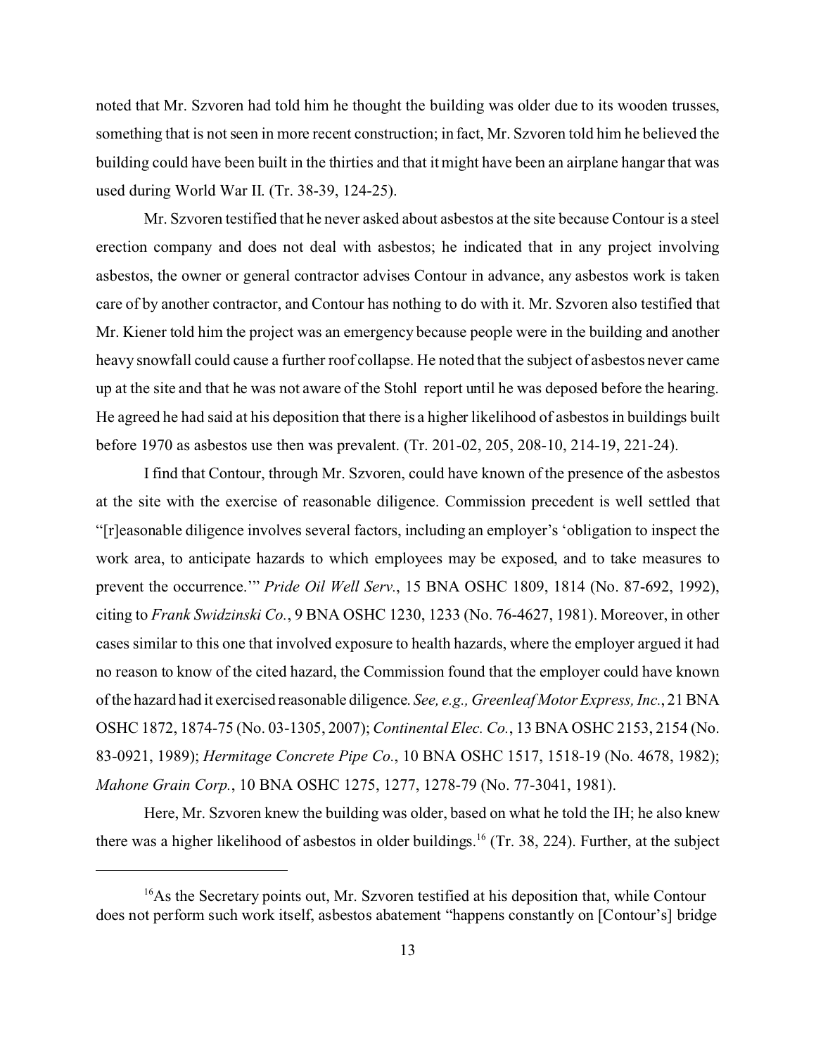noted that Mr. Szvoren had told him he thought the building was older due to its wooden trusses, something that is not seen in more recent construction; in fact, Mr. Szvoren told him he believed the building could have been built in the thirties and that it might have been an airplane hangar that was used during World War II. (Tr. 38-39, 124-25).

Mr. Szvoren testified that he never asked about asbestos at the site because Contour is a steel erection company and does not deal with asbestos; he indicated that in any project involving asbestos, the owner or general contractor advises Contour in advance, any asbestos work is taken care of by another contractor, and Contour has nothing to do with it. Mr. Szvoren also testified that Mr. Kiener told him the project was an emergency because people were in the building and another heavy snowfall could cause a further roof collapse. He noted that the subject of asbestos never came up at the site and that he was not aware of the Stohl report until he was deposed before the hearing. He agreed he had said at his deposition that there is a higher likelihood of asbestos in buildings built before 1970 as asbestos use then was prevalent. (Tr. 201-02, 205, 208-10, 214-19, 221-24).

I find that Contour, through Mr. Szvoren, could have known of the presence of the asbestos at the site with the exercise of reasonable diligence. Commission precedent is well settled that "[r]easonable diligence involves several factors, including an employer's 'obligation to inspect the work area, to anticipate hazards to which employees may be exposed, and to take measures to prevent the occurrence.'" *Pride Oil Well Serv.*, 15 BNA OSHC 1809, 1814 (No. 87-692, 1992), citing to *Frank Swidzinski Co.*, 9 BNA OSHC 1230, 1233 (No. 76-4627, 1981). Moreover, in other cases similar to this one that involved exposure to health hazards, where the employer argued it had no reason to know of the cited hazard, the Commission found that the employer could have known of the hazard had it exercised reasonable diligence. *See, e.g., Greenleaf Motor Express, Inc.*, 21 BNA OSHC 1872, 1874-75 (No. 03-1305, 2007); *Continental Elec. Co.*, 13 BNA OSHC 2153, 2154 (No. 83-0921, 1989); *Hermitage Concrete Pipe Co.*, 10 BNA OSHC 1517, 1518-19 (No. 4678, 1982); *Mahone Grain Corp.*, 10 BNA OSHC 1275, 1277, 1278-79 (No. 77-3041, 1981).

Here, Mr. Szvoren knew the building was older, based on what he told the IH; he also knew there was a higher likelihood of asbestos in older buildings.[16] (Tr. 38, 224). Further, at the subject

---

[16]As the Secretary points out, Mr. Szvoren testified at his deposition that, while Contour does not perform such work itself, asbestos abatement "happens constantly on [Contour's] bridge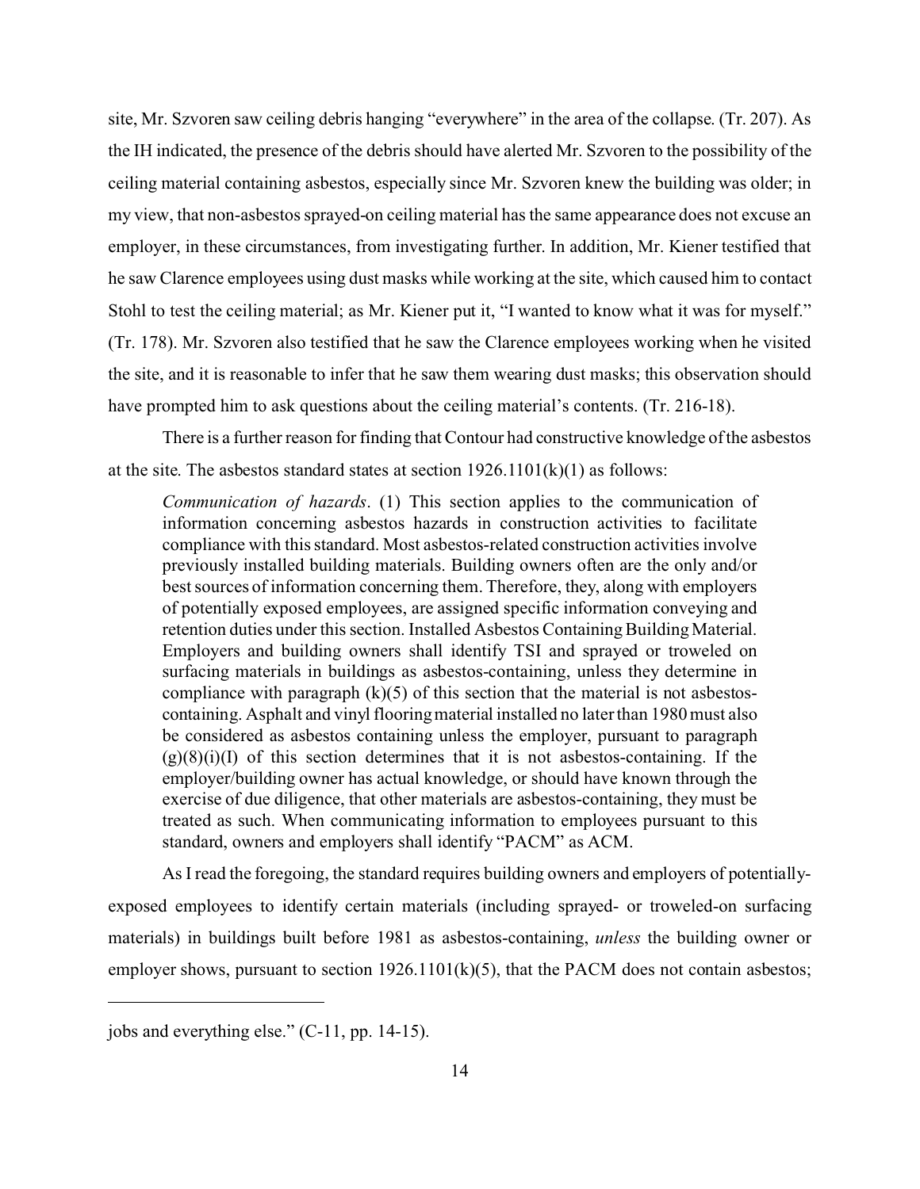site, Mr. Szvoren saw ceiling debris hanging "everywhere" in the area of the collapse. (Tr. 207). As the IH indicated, the presence of the debris should have alerted Mr. Szvoren to the possibility of the ceiling material containing asbestos, especially since Mr. Szvoren knew the building was older; in my view, that non-asbestos sprayed-on ceiling material has the same appearance does not excuse an employer, in these circumstances, from investigating further. In addition, Mr. Kiener testified that he saw Clarence employees using dust masks while working at the site, which caused him to contact Stohl to test the ceiling material; as Mr. Kiener put it, "I wanted to know what it was for myself." (Tr. 178). Mr. Szvoren also testified that he saw the Clarence employees working when he visited the site, and it is reasonable to infer that he saw them wearing dust masks; this observation should have prompted him to ask questions about the ceiling material's contents. (Tr. 216-18).

There is a further reason for finding that Contour had constructive knowledge of the asbestos at the site. The asbestos standard states at section 1926.1101(k)(1) as follows:

> *Communication of hazards*. (1) This section applies to the communication of information concerning asbestos hazards in construction activities to facilitate compliance with this standard. Most asbestos-related construction activities involve previously installed building materials. Building owners often are the only and/or best sources of information concerning them. Therefore, they, along with employers of potentially exposed employees, are assigned specific information conveying and retention duties under this section. Installed Asbestos Containing Building Material. Employers and building owners shall identify TSI and sprayed or troweled on surfacing materials in buildings as asbestos-containing, unless they determine in compliance with paragraph (k)(5) of this section that the material is not asbestos-containing. Asphalt and vinyl flooring material installed no later than 1980 must also be considered as asbestos containing unless the employer, pursuant to paragraph (g)(8)(i)(I) of this section determines that it is not asbestos-containing. If the employer/building owner has actual knowledge, or should have known through the exercise of due diligence, that other materials are asbestos-containing, they must be treated as such. When communicating information to employees pursuant to this standard, owners and employers shall identify "PACM" as ACM.

As I read the foregoing, the standard requires building owners and employers of potentially-exposed employees to identify certain materials (including sprayed- or troweled-on surfacing materials) in buildings built before 1981 as asbestos-containing, *unless* the building owner or employer shows, pursuant to section 1926.1101(k)(5), that the PACM does not contain asbestos;

---

jobs and everything else." (C-11, pp. 14-15).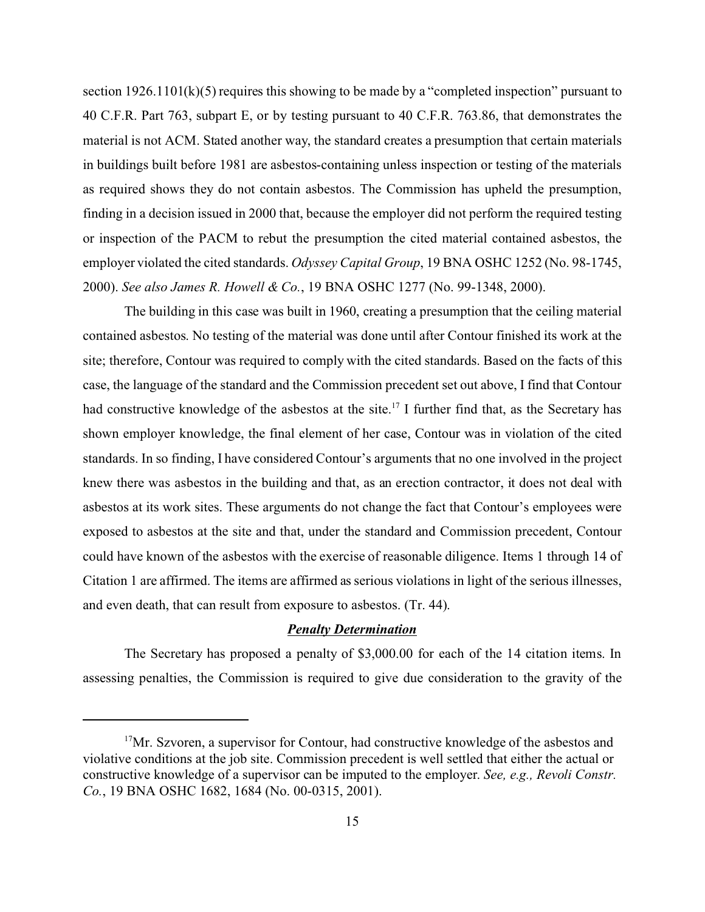section 1926.1101(k)(5) requires this showing to be made by a "completed inspection" pursuant to 40 C.F.R. Part 763, subpart E, or by testing pursuant to 40 C.F.R. 763.86, that demonstrates the material is not ACM. Stated another way, the standard creates a presumption that certain materials in buildings built before 1981 are asbestos-containing unless inspection or testing of the materials as required shows they do not contain asbestos. The Commission has upheld the presumption, finding in a decision issued in 2000 that, because the employer did not perform the required testing or inspection of the PACM to rebut the presumption the cited material contained asbestos, the employer violated the cited standards. *Odyssey Capital Group*, 19 BNA OSHC 1252 (No. 98-1745, 2000). *See also James R. Howell & Co.*, 19 BNA OSHC 1277 (No. 99-1348, 2000).

The building in this case was built in 1960, creating a presumption that the ceiling material contained asbestos. No testing of the material was done until after Contour finished its work at the site; therefore, Contour was required to comply with the cited standards. Based on the facts of this case, the language of the standard and the Commission precedent set out above, I find that Contour had constructive knowledge of the asbestos at the site.[17] I further find that, as the Secretary has shown employer knowledge, the final element of her case, Contour was in violation of the cited standards. In so finding, I have considered Contour's arguments that no one involved in the project knew there was asbestos in the building and that, as an erection contractor, it does not deal with asbestos at its work sites. These arguments do not change the fact that Contour's employees were exposed to asbestos at the site and that, under the standard and Commission precedent, Contour could have known of the asbestos with the exercise of reasonable diligence. Items 1 through 14 of Citation 1 are affirmed. The items are affirmed as serious violations in light of the serious illnesses, and even death, that can result from exposure to asbestos. (Tr. 44).

***Penalty Determination***

The Secretary has proposed a penalty of $3,000.00 for each of the 14 citation items. In assessing penalties, the Commission is required to give due consideration to the gravity of the

---

[17]Mr. Szvoren, a supervisor for Contour, had constructive knowledge of the asbestos and violative conditions at the job site. Commission precedent is well settled that either the actual or constructive knowledge of a supervisor can be imputed to the employer. *See, e.g., Revoli Constr. Co.*, 19 BNA OSHC 1682, 1684 (No. 00-0315, 2001).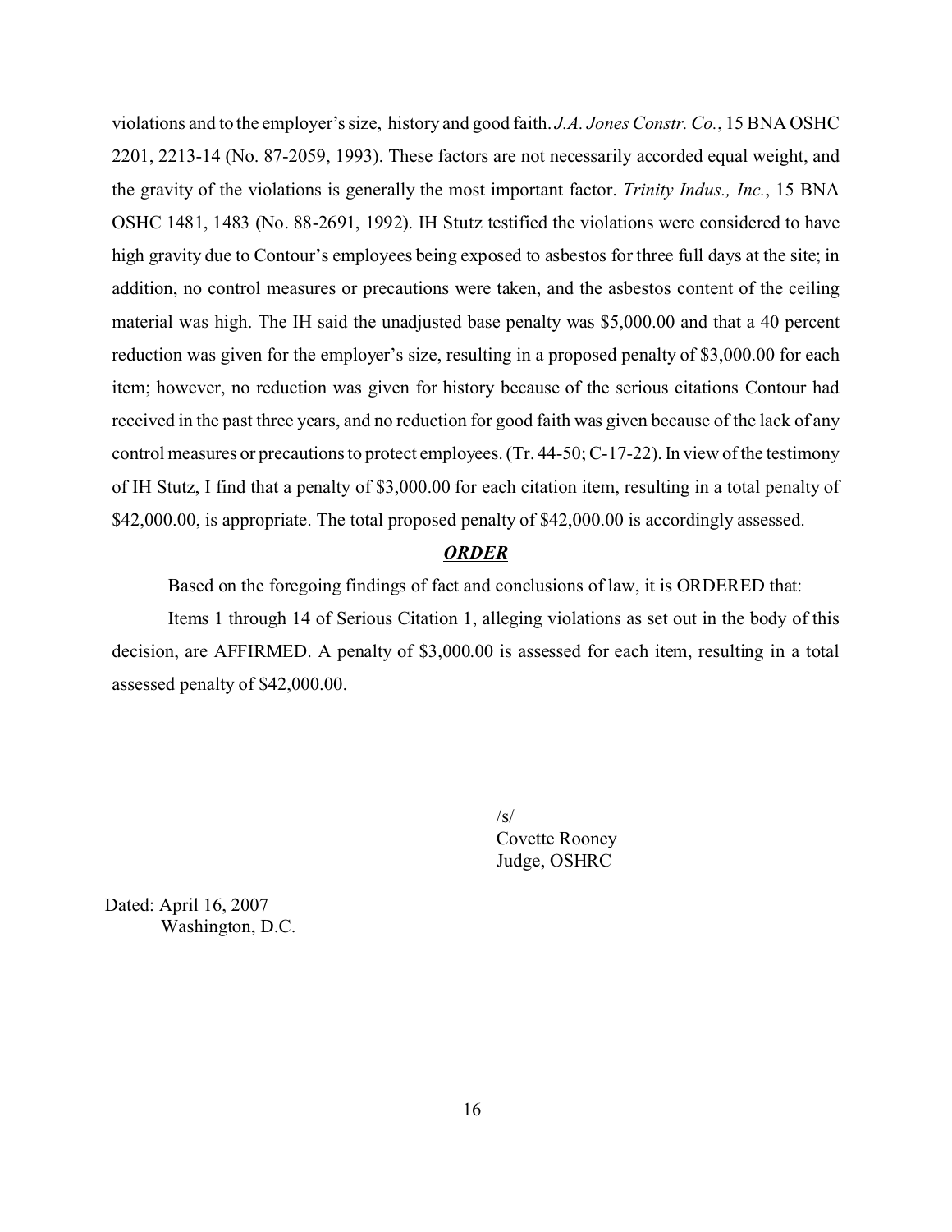violations and to the employer's size, history and good faith. *J.A. Jones Constr. Co.*, 15 BNA OSHC 2201, 2213-14 (No. 87-2059, 1993). These factors are not necessarily accorded equal weight, and the gravity of the violations is generally the most important factor. *Trinity Indus., Inc.*, 15 BNA OSHC 1481, 1483 (No. 88-2691, 1992). IH Stutz testified the violations were considered to have high gravity due to Contour's employees being exposed to asbestos for three full days at the site; in addition, no control measures or precautions were taken, and the asbestos content of the ceiling material was high. The IH said the unadjusted base penalty was $5,000.00 and that a 40 percent reduction was given for the employer's size, resulting in a proposed penalty of $3,000.00 for each item; however, no reduction was given for history because of the serious citations Contour had received in the past three years, and no reduction for good faith was given because of the lack of any control measures or precautions to protect employees. (Tr. 44-50; C-17-22). In view of the testimony of IH Stutz, I find that a penalty of $3,000.00 for each citation item, resulting in a total penalty of $42,000.00, is appropriate. The total proposed penalty of $42,000.00 is accordingly assessed.

## ***ORDER***

Based on the foregoing findings of fact and conclusions of law, it is ORDERED that:

Items 1 through 14 of Serious Citation 1, alleging violations as set out in the body of this decision, are AFFIRMED. A penalty of $3,000.00 is assessed for each item, resulting in a total assessed penalty of $42,000.00.

/s/
Covette Rooney
Judge, OSHRC

Dated: April 16, 2007
Washington, D.C.